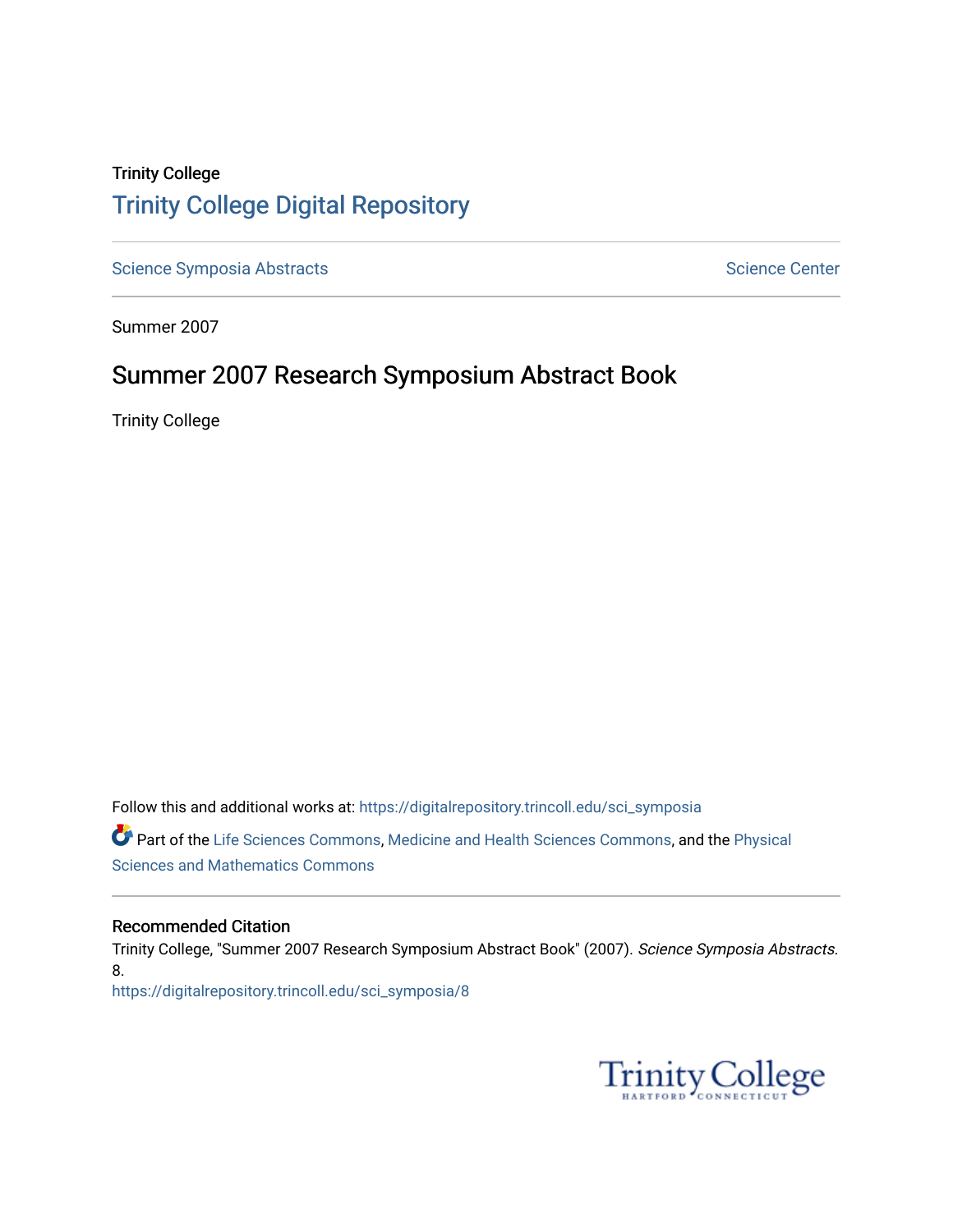Trinity College

## Trinity College Digital Repository

Science Symposia Abstracts

Science Center

Summer 2007

# Summer 2007 Research Symposium Abstract Book

Trinity College

Follow this and additional works at: https://digitalrepository.trincoll.edu/sci_symposia

Part of the Life Sciences Commons, Medicine and Health Sciences Commons, and the Physical Sciences and Mathematics Commons

### Recommended Citation

Trinity College, "Summer 2007 Research Symposium Abstract Book" (2007). *Science Symposia Abstracts*. 8.
https://digitalrepository.trincoll.edu/sci_symposia/8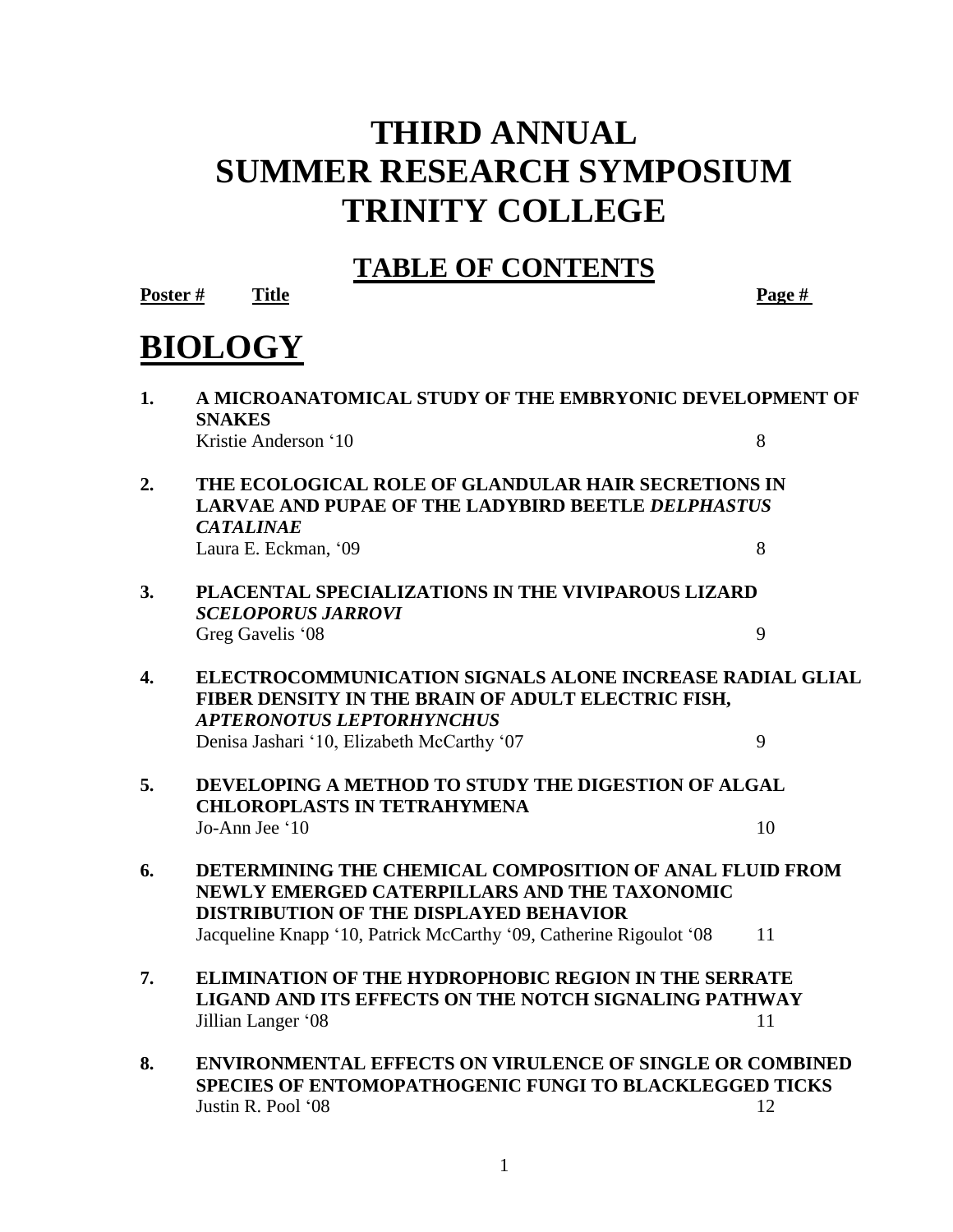# THIRD ANNUAL SUMMER RESEARCH SYMPOSIUM TRINITY COLLEGE

## TABLE OF CONTENTS

| Poster # | Title | Page # |
|---|---|---|

# BIOLOGY

| | | |
|---|---|---|
| **1.** | **A MICROANATOMICAL STUDY OF THE EMBRYONIC DEVELOPMENT OF SNAKES**<br>Kristie Anderson '10 | 8 |
| **2.** | **THE ECOLOGICAL ROLE OF GLANDULAR HAIR SECRETIONS IN LARVAE AND PUPAE OF THE LADYBIRD BEETLE *DELPHASTUS CATALINAE***<br>Laura E. Eckman, '09 | 8 |
| **3.** | **PLACENTAL SPECIALIZATIONS IN THE VIVIPAROUS LIZARD *SCELOPORUS JARROVI***<br>Greg Gavelis '08 | 9 |
| **4.** | **ELECTROCOMMUNICATION SIGNALS ALONE INCREASE RADIAL GLIAL FIBER DENSITY IN THE BRAIN OF ADULT ELECTRIC FISH, *APTERONOTUS LEPTORHYNCHUS***<br>Denisa Jashari '10, Elizabeth McCarthy '07 | 9 |
| **5.** | **DEVELOPING A METHOD TO STUDY THE DIGESTION OF ALGAL CHLOROPLASTS IN TETRAHYMENA**<br>Jo-Ann Jee '10 | 10 |
| **6.** | **DETERMINING THE CHEMICAL COMPOSITION OF ANAL FLUID FROM NEWLY EMERGED CATERPILLARS AND THE TAXONOMIC DISTRIBUTION OF THE DISPLAYED BEHAVIOR**<br>Jacqueline Knapp '10, Patrick McCarthy '09, Catherine Rigoulot '08 | 11 |
| **7.** | **ELIMINATION OF THE HYDROPHOBIC REGION IN THE SERRATE LIGAND AND ITS EFFECTS ON THE NOTCH SIGNALING PATHWAY**<br>Jillian Langer '08 | 11 |
| **8.** | **ENVIRONMENTAL EFFECTS ON VIRULENCE OF SINGLE OR COMBINED SPECIES OF ENTOMOPATHOGENIC FUNGI TO BLACKLEGGED TICKS**<br>Justin R. Pool '08 | 12 |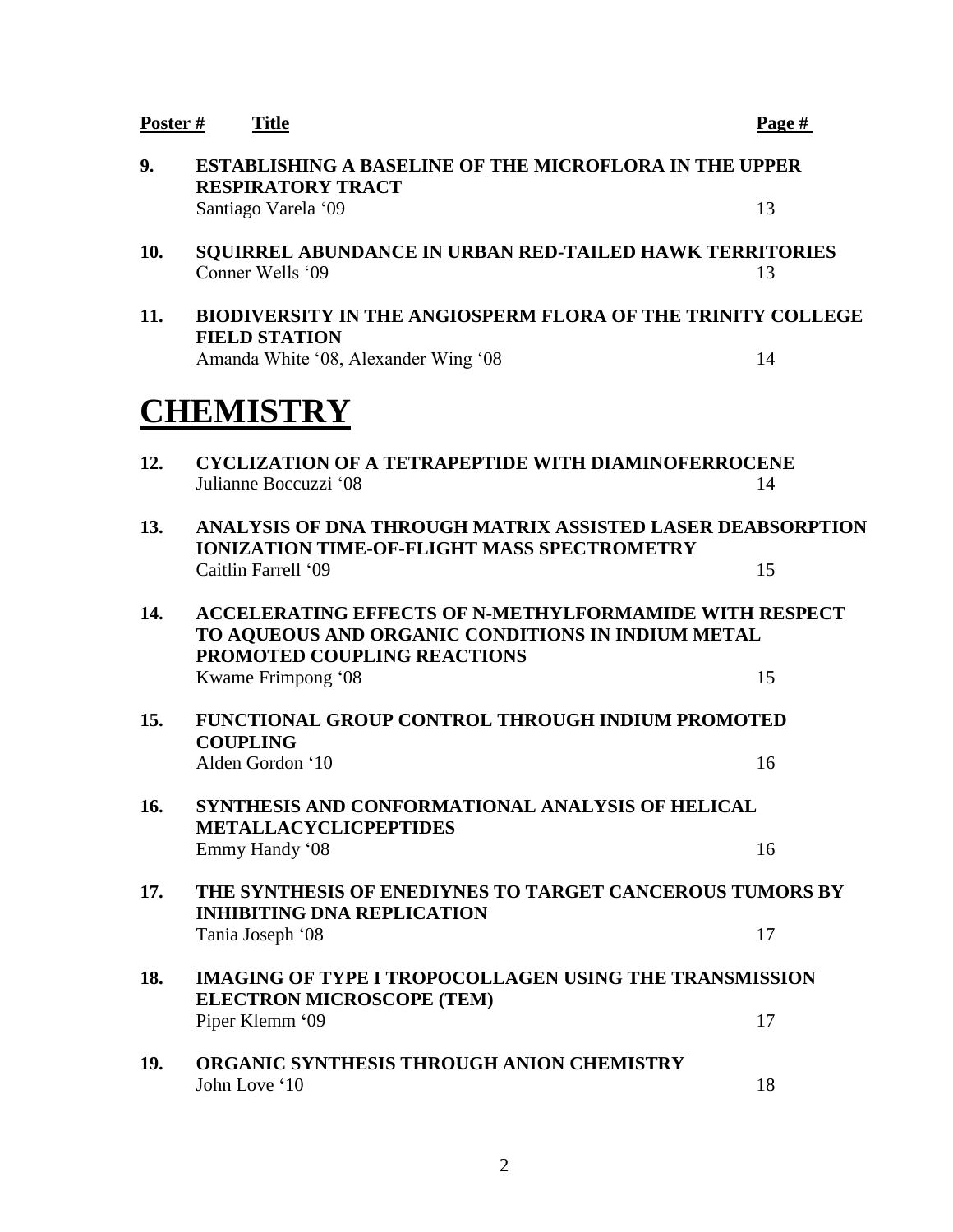| Poster # | Title | Page # |
|---|---|---|
| 9. | **ESTABLISHING A BASELINE OF THE MICROFLORA IN THE UPPER RESPIRATORY TRACT**<br>Santiago Varela '09 | 13 |
| 10. | **SQUIRREL ABUNDANCE IN URBAN RED-TAILED HAWK TERRITORIES**<br>Conner Wells '09 | 13 |
| 11. | **BIODIVERSITY IN THE ANGIOSPERM FLORA OF THE TRINITY COLLEGE FIELD STATION**<br>Amanda White '08, Alexander Wing '08 | 14 |

# CHEMISTRY

| Poster # | Title | Page # |
|---|---|---|
| 12. | **CYCLIZATION OF A TETRAPEPTIDE WITH DIAMINOFERROCENE**<br>Julianne Boccuzzi '08 | 14 |
| 13. | **ANALYSIS OF DNA THROUGH MATRIX ASSISTED LASER DEABSORPTION IONIZATION TIME-OF-FLIGHT MASS SPECTROMETRY**<br>Caitlin Farrell '09 | 15 |
| 14. | **ACCELERATING EFFECTS OF N-METHYLFORMAMIDE WITH RESPECT TO AQUEOUS AND ORGANIC CONDITIONS IN INDIUM METAL PROMOTED COUPLING REACTIONS**<br>Kwame Frimpong '08 | 15 |
| 15. | **FUNCTIONAL GROUP CONTROL THROUGH INDIUM PROMOTED COUPLING**<br>Alden Gordon '10 | 16 |
| 16. | **SYNTHESIS AND CONFORMATIONAL ANALYSIS OF HELICAL METALLACYCLICPEPTIDES**<br>Emmy Handy '08 | 16 |
| 17. | **THE SYNTHESIS OF ENEDIYNES TO TARGET CANCEROUS TUMORS BY INHIBITING DNA REPLICATION**<br>Tania Joseph '08 | 17 |
| 18. | **IMAGING OF TYPE I TROPOCOLLAGEN USING THE TRANSMISSION ELECTRON MICROSCOPE (TEM)**<br>Piper Klemm '09 | 17 |
| 19. | **ORGANIC SYNTHESIS THROUGH ANION CHEMISTRY**<br>John Love '10 | 18 |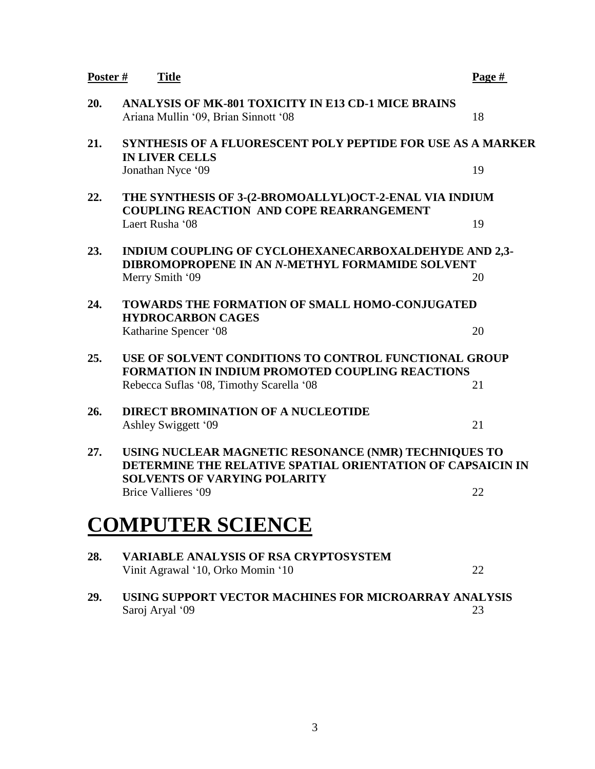| Poster # | Title | Page # |
|---|---|---|
| 20. | **ANALYSIS OF MK-801 TOXICITY IN E13 CD-1 MICE BRAINS**<br>Ariana Mullin '09, Brian Sinnott '08 | 18 |
| 21. | **SYNTHESIS OF A FLUORESCENT POLY PEPTIDE FOR USE AS A MARKER IN LIVER CELLS**<br>Jonathan Nyce '09 | 19 |
| 22. | **THE SYNTHESIS OF 3-(2-BROMOALLYL)OCT-2-ENAL VIA INDIUM COUPLING REACTION AND COPE REARRANGEMENT**<br>Laert Rusha '08 | 19 |
| 23. | **INDIUM COUPLING OF CYCLOHEXANECARBOXALDEHYDE AND 2,3-DIBROMOPROPENE IN AN *N*-METHYL FORMAMIDE SOLVENT**<br>Merry Smith '09 | 20 |
| 24. | **TOWARDS THE FORMATION OF SMALL HOMO-CONJUGATED HYDROCARBON CAGES**<br>Katharine Spencer '08 | 20 |
| 25. | **USE OF SOLVENT CONDITIONS TO CONTROL FUNCTIONAL GROUP FORMATION IN INDIUM PROMOTED COUPLING REACTIONS**<br>Rebecca Suflas '08, Timothy Scarella '08 | 21 |
| 26. | **DIRECT BROMINATION OF A NUCLEOTIDE**<br>Ashley Swiggett '09 | 21 |
| 27. | **USING NUCLEAR MAGNETIC RESONANCE (NMR) TECHNIQUES TO DETERMINE THE RELATIVE SPATIAL ORIENTATION OF CAPSAICIN IN SOLVENTS OF VARYING POLARITY**<br>Brice Vallieres '09 | 22 |

# COMPUTER SCIENCE

| Poster # | Title | Page # |
|---|---|---|
| 28. | **VARIABLE ANALYSIS OF RSA CRYPTOSYSTEM**<br>Vinit Agrawal '10, Orko Momin '10 | 22 |
| 29. | **USING SUPPORT VECTOR MACHINES FOR MICROARRAY ANALYSIS**<br>Saroj Aryal '09 | 23 |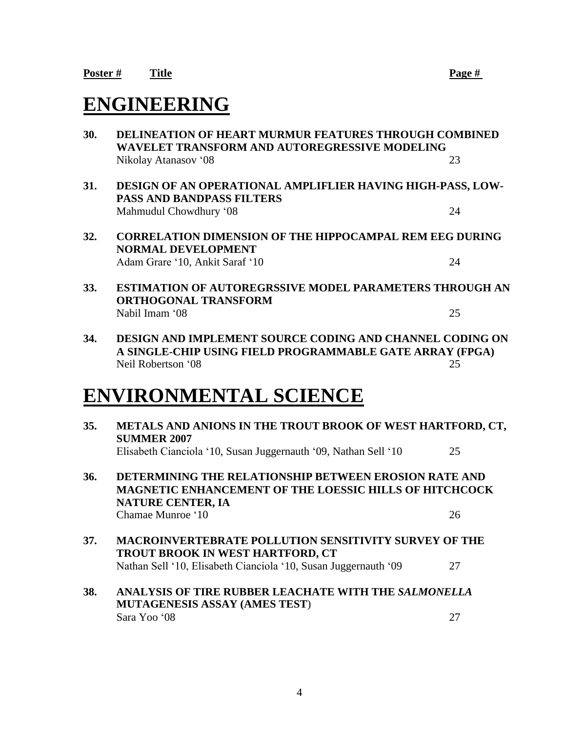**Poster #** **Title** **Page #**

# ENGINEERING

**30. DELINEATION OF HEART MURMUR FEATURES THROUGH COMBINED WAVELET TRANSFORM AND AUTOREGRESSIVE MODELING**
Nikolay Atanasov '08 — 23

**31. DESIGN OF AN OPERATIONAL AMPLIFLIER HAVING HIGH-PASS, LOW-PASS AND BANDPASS FILTERS**
Mahmudul Chowdhury '08 — 24

**32. CORRELATION DIMENSION OF THE HIPPOCAMPAL REM EEG DURING NORMAL DEVELOPMENT**
Adam Grare '10, Ankit Saraf '10 — 24

**33. ESTIMATION OF AUTOREGRSSIVE MODEL PARAMETERS THROUGH AN ORTHOGONAL TRANSFORM**
Nabil Imam '08 — 25

**34. DESIGN AND IMPLEMENT SOURCE CODING AND CHANNEL CODING ON A SINGLE-CHIP USING FIELD PROGRAMMABLE GATE ARRAY (FPGA)**
Neil Robertson '08 — 25

# ENVIRONMENTAL SCIENCE

**35. METALS AND ANIONS IN THE TROUT BROOK OF WEST HARTFORD, CT, SUMMER 2007**
Elisabeth Cianciola '10, Susan Juggernauth '09, Nathan Sell '10 — 25

**36. DETERMINING THE RELATIONSHIP BETWEEN EROSION RATE AND MAGNETIC ENHANCEMENT OF THE LOESSIC HILLS OF HITCHCOCK NATURE CENTER, IA**
Chamae Munroe '10 — 26

**37. MACROINVERTEBRATE POLLUTION SENSITIVITY SURVEY OF THE TROUT BROOK IN WEST HARTFORD, CT**
Nathan Sell '10, Elisabeth Cianciola '10, Susan Juggernauth '09 — 27

**38. ANALYSIS OF TIRE RUBBER LEACHATE WITH THE *SALMONELLA* MUTAGENESIS ASSAY (AMES TEST)**
Sara Yoo '08 — 27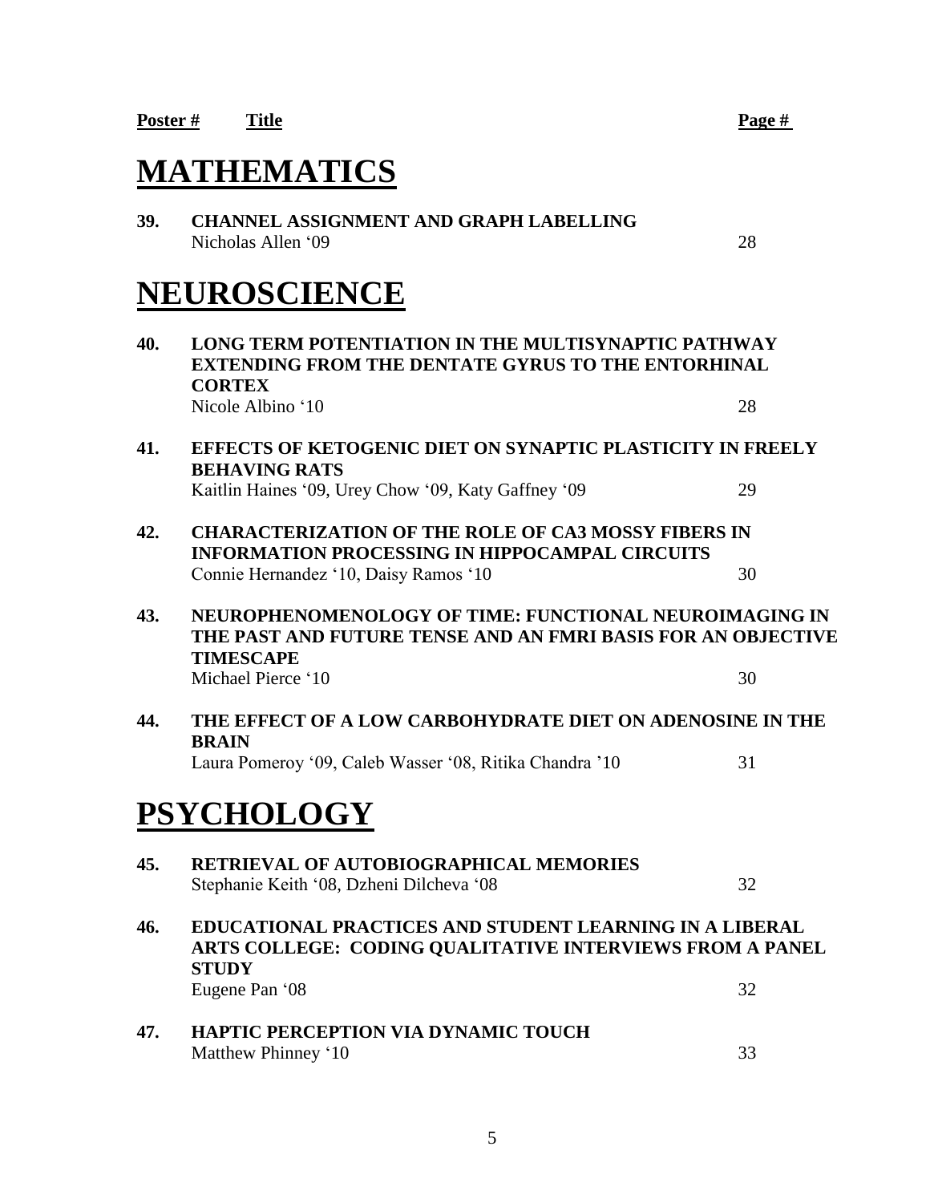**Poster #** **Title** **Page #**

# MATHEMATICS

**39. CHANNEL ASSIGNMENT AND GRAPH LABELLING**
Nicholas Allen '09 28

# NEUROSCIENCE

**40. LONG TERM POTENTIATION IN THE MULTISYNAPTIC PATHWAY EXTENDING FROM THE DENTATE GYRUS TO THE ENTORHINAL CORTEX**
Nicole Albino '10 28

**41. EFFECTS OF KETOGENIC DIET ON SYNAPTIC PLASTICITY IN FREELY BEHAVING RATS**
Kaitlin Haines '09, Urey Chow '09, Katy Gaffney '09 29

**42. CHARACTERIZATION OF THE ROLE OF CA3 MOSSY FIBERS IN INFORMATION PROCESSING IN HIPPOCAMPAL CIRCUITS**
Connie Hernandez '10, Daisy Ramos '10 30

**43. NEUROPHENOMENOLOGY OF TIME: FUNCTIONAL NEUROIMAGING IN THE PAST AND FUTURE TENSE AND AN FMRI BASIS FOR AN OBJECTIVE TIMESCAPE**
Michael Pierce '10 30

**44. THE EFFECT OF A LOW CARBOHYDRATE DIET ON ADENOSINE IN THE BRAIN**
Laura Pomeroy '09, Caleb Wasser '08, Ritika Chandra '10 31

# PSYCHOLOGY

**45. RETRIEVAL OF AUTOBIOGRAPHICAL MEMORIES**
Stephanie Keith '08, Dzheni Dilcheva '08 32

**46. EDUCATIONAL PRACTICES AND STUDENT LEARNING IN A LIBERAL ARTS COLLEGE: CODING QUALITATIVE INTERVIEWS FROM A PANEL STUDY**
Eugene Pan '08 32

**47. HAPTIC PERCEPTION VIA DYNAMIC TOUCH**
Matthew Phinney '10 33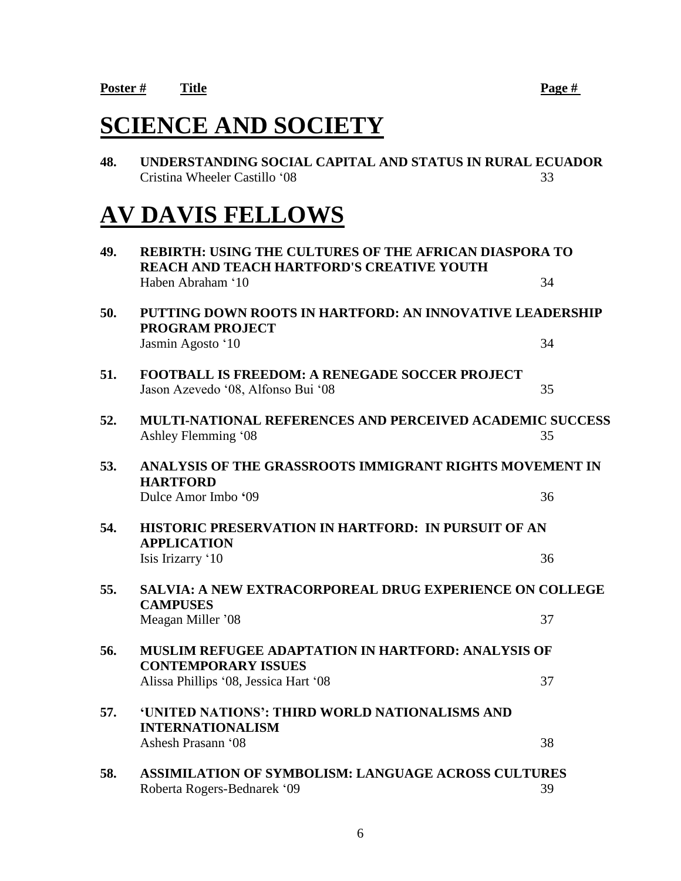**Poster #** **Title** **Page #**

# SCIENCE AND SOCIETY

**48. UNDERSTANDING SOCIAL CAPITAL AND STATUS IN RURAL ECUADOR**
Cristina Wheeler Castillo '08 — 33

# AV DAVIS FELLOWS

**49. REBIRTH: USING THE CULTURES OF THE AFRICAN DIASPORA TO REACH AND TEACH HARTFORD'S CREATIVE YOUTH**
Haben Abraham '10 — 34

**50. PUTTING DOWN ROOTS IN HARTFORD: AN INNOVATIVE LEADERSHIP PROGRAM PROJECT**
Jasmin Agosto '10 — 34

**51. FOOTBALL IS FREEDOM: A RENEGADE SOCCER PROJECT**
Jason Azevedo '08, Alfonso Bui '08 — 35

**52. MULTI-NATIONAL REFERENCES AND PERCEIVED ACADEMIC SUCCESS**
Ashley Flemming '08 — 35

**53. ANALYSIS OF THE GRASSROOTS IMMIGRANT RIGHTS MOVEMENT IN HARTFORD**
Dulce Amor Imbo '09 — 36

**54. HISTORIC PRESERVATION IN HARTFORD: IN PURSUIT OF AN APPLICATION**
Isis Irizarry '10 — 36

**55. SALVIA: A NEW EXTRACORPOREAL DRUG EXPERIENCE ON COLLEGE CAMPUSES**
Meagan Miller '08 — 37

**56. MUSLIM REFUGEE ADAPTATION IN HARTFORD: ANALYSIS OF CONTEMPORARY ISSUES**
Alissa Phillips '08, Jessica Hart '08 — 37

**57. 'UNITED NATIONS': THIRD WORLD NATIONALISMS AND INTERNATIONALISM**
Ashesh Prasann '08 — 38

**58. ASSIMILATION OF SYMBOLISM: LANGUAGE ACROSS CULTURES**
Roberta Rogers-Bednarek '09 — 39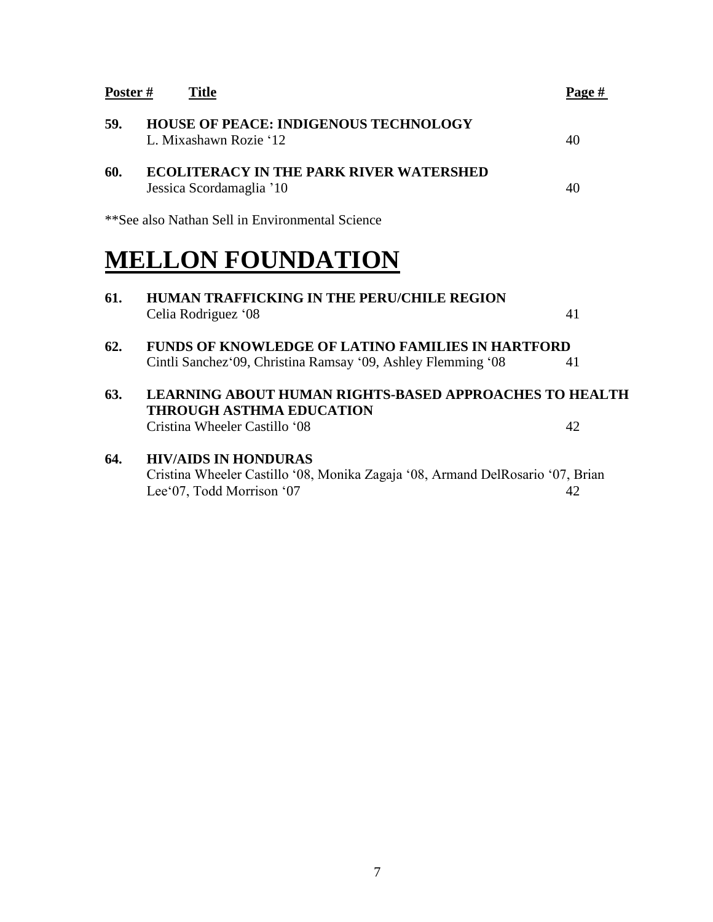| Poster # | Title | Page # |
|---|---|---|
| 59. | **HOUSE OF PEACE: INDIGENOUS TECHNOLOGY**<br>L. Mixashawn Rozie '12 | 40 |
| 60. | **ECOLITERACY IN THE PARK RIVER WATERSHED**<br>Jessica Scordamaglia '10 | 40 |

**See also Nathan Sell in Environmental Science

# MELLON FOUNDATION

| Poster # | Title | Page # |
|---|---|---|
| 61. | **HUMAN TRAFFICKING IN THE PERU/CHILE REGION**<br>Celia Rodriguez '08 | 41 |
| 62. | **FUNDS OF KNOWLEDGE OF LATINO FAMILIES IN HARTFORD**<br>Cintli Sanchez'09, Christina Ramsay '09, Ashley Flemming '08 | 41 |
| 63. | **LEARNING ABOUT HUMAN RIGHTS-BASED APPROACHES TO HEALTH THROUGH ASTHMA EDUCATION**<br>Cristina Wheeler Castillo '08 | 42 |
| 64. | **HIV/AIDS IN HONDURAS**<br>Cristina Wheeler Castillo '08, Monika Zagaja '08, Armand DelRosario '07, Brian Lee'07, Todd Morrison '07 | 42 |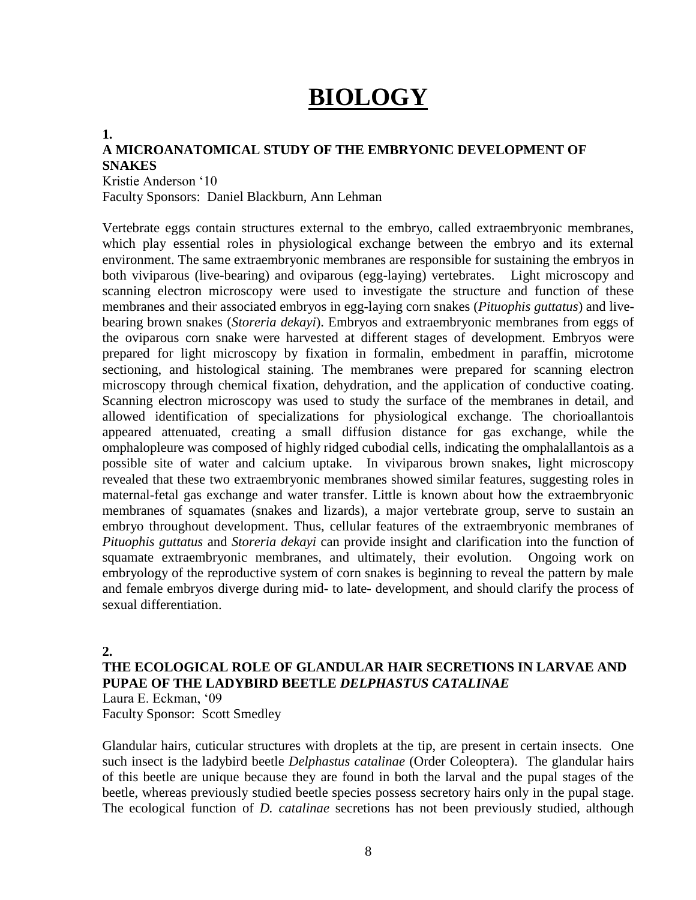# BIOLOGY

**1.**

**A MICROANATOMICAL STUDY OF THE EMBRYONIC DEVELOPMENT OF SNAKES**

Kristie Anderson '10
Faculty Sponsors: Daniel Blackburn, Ann Lehman

Vertebrate eggs contain structures external to the embryo, called extraembryonic membranes, which play essential roles in physiological exchange between the embryo and its external environment. The same extraembryonic membranes are responsible for sustaining the embryos in both viviparous (live-bearing) and oviparous (egg-laying) vertebrates. Light microscopy and scanning electron microscopy were used to investigate the structure and function of these membranes and their associated embryos in egg-laying corn snakes (*Pituophis guttatus*) and live-bearing brown snakes (*Storeria dekayi*). Embryos and extraembryonic membranes from eggs of the oviparous corn snake were harvested at different stages of development. Embryos were prepared for light microscopy by fixation in formalin, embedment in paraffin, microtome sectioning, and histological staining. The membranes were prepared for scanning electron microscopy through chemical fixation, dehydration, and the application of conductive coating. Scanning electron microscopy was used to study the surface of the membranes in detail, and allowed identification of specializations for physiological exchange. The chorioallantois appeared attenuated, creating a small diffusion distance for gas exchange, while the omphalopleure was composed of highly ridged cubodial cells, indicating the omphalallantois as a possible site of water and calcium uptake. In viviparous brown snakes, light microscopy revealed that these two extraembryonic membranes showed similar features, suggesting roles in maternal-fetal gas exchange and water transfer. Little is known about how the extraembryonic membranes of squamates (snakes and lizards), a major vertebrate group, serve to sustain an embryo throughout development. Thus, cellular features of the extraembryonic membranes of *Pituophis guttatus* and *Storeria dekayi* can provide insight and clarification into the function of squamate extraembryonic membranes, and ultimately, their evolution. Ongoing work on embryology of the reproductive system of corn snakes is beginning to reveal the pattern by male and female embryos diverge during mid- to late- development, and should clarify the process of sexual differentiation.

**2.**

**THE ECOLOGICAL ROLE OF GLANDULAR HAIR SECRETIONS IN LARVAE AND PUPAE OF THE LADYBIRD BEETLE *DELPHASTUS CATALINAE***

Laura E. Eckman, '09
Faculty Sponsor: Scott Smedley

Glandular hairs, cuticular structures with droplets at the tip, are present in certain insects. One such insect is the ladybird beetle *Delphastus catalinae* (Order Coleoptera). The glandular hairs of this beetle are unique because they are found in both the larval and the pupal stages of the beetle, whereas previously studied beetle species possess secretory hairs only in the pupal stage. The ecological function of *D. catalinae* secretions has not been previously studied, although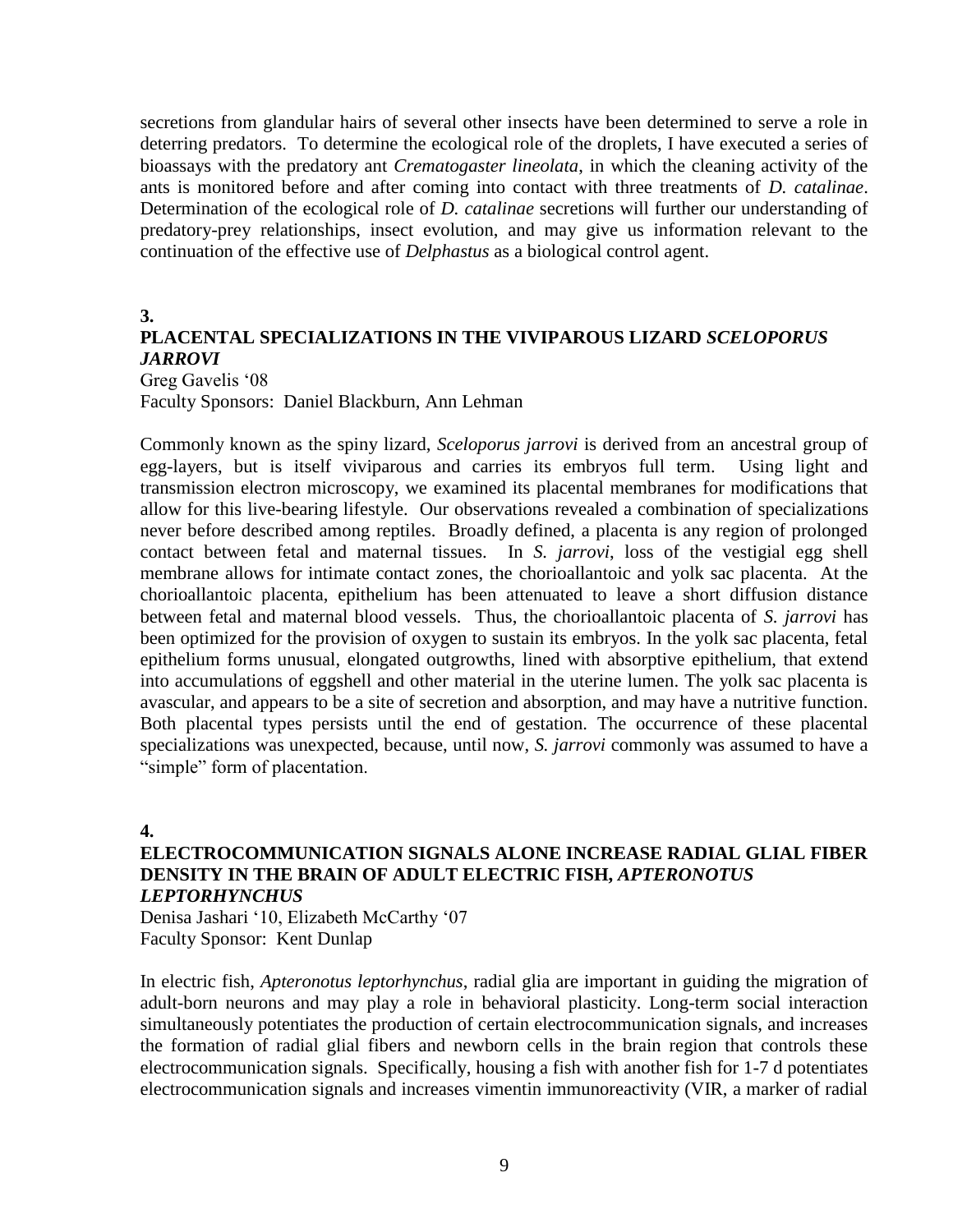secretions from glandular hairs of several other insects have been determined to serve a role in deterring predators. To determine the ecological role of the droplets, I have executed a series of bioassays with the predatory ant *Crematogaster lineolata*, in which the cleaning activity of the ants is monitored before and after coming into contact with three treatments of *D. catalinae*. Determination of the ecological role of *D. catalinae* secretions will further our understanding of predatory-prey relationships, insect evolution, and may give us information relevant to the continuation of the effective use of *Delphastus* as a biological control agent.

**3.**

**PLACENTAL SPECIALIZATIONS IN THE VIVIPAROUS LIZARD *SCELOPORUS JARROVI***

Greg Gavelis '08
Faculty Sponsors: Daniel Blackburn, Ann Lehman

Commonly known as the spiny lizard, *Sceloporus jarrovi* is derived from an ancestral group of egg-layers, but is itself viviparous and carries its embryos full term. Using light and transmission electron microscopy, we examined its placental membranes for modifications that allow for this live-bearing lifestyle. Our observations revealed a combination of specializations never before described among reptiles. Broadly defined, a placenta is any region of prolonged contact between fetal and maternal tissues. In *S. jarrovi*, loss of the vestigial egg shell membrane allows for intimate contact zones, the chorioallantoic and yolk sac placenta. At the chorioallantoic placenta, epithelium has been attenuated to leave a short diffusion distance between fetal and maternal blood vessels. Thus, the chorioallantoic placenta of *S. jarrovi* has been optimized for the provision of oxygen to sustain its embryos. In the yolk sac placenta, fetal epithelium forms unusual, elongated outgrowths, lined with absorptive epithelium, that extend into accumulations of eggshell and other material in the uterine lumen. The yolk sac placenta is avascular, and appears to be a site of secretion and absorption, and may have a nutritive function. Both placental types persists until the end of gestation. The occurrence of these placental specializations was unexpected, because, until now, *S. jarrovi* commonly was assumed to have a "simple" form of placentation.

**4.**

**ELECTROCOMMUNICATION SIGNALS ALONE INCREASE RADIAL GLIAL FIBER DENSITY IN THE BRAIN OF ADULT ELECTRIC FISH, *APTERONOTUS LEPTORHYNCHUS***

Denisa Jashari '10, Elizabeth McCarthy '07
Faculty Sponsor: Kent Dunlap

In electric fish, *Apteronotus leptorhynchus*, radial glia are important in guiding the migration of adult-born neurons and may play a role in behavioral plasticity. Long-term social interaction simultaneously potentiates the production of certain electrocommunication signals, and increases the formation of radial glial fibers and newborn cells in the brain region that controls these electrocommunication signals. Specifically, housing a fish with another fish for 1-7 d potentiates electrocommunication signals and increases vimentin immunoreactivity (VIR, a marker of radial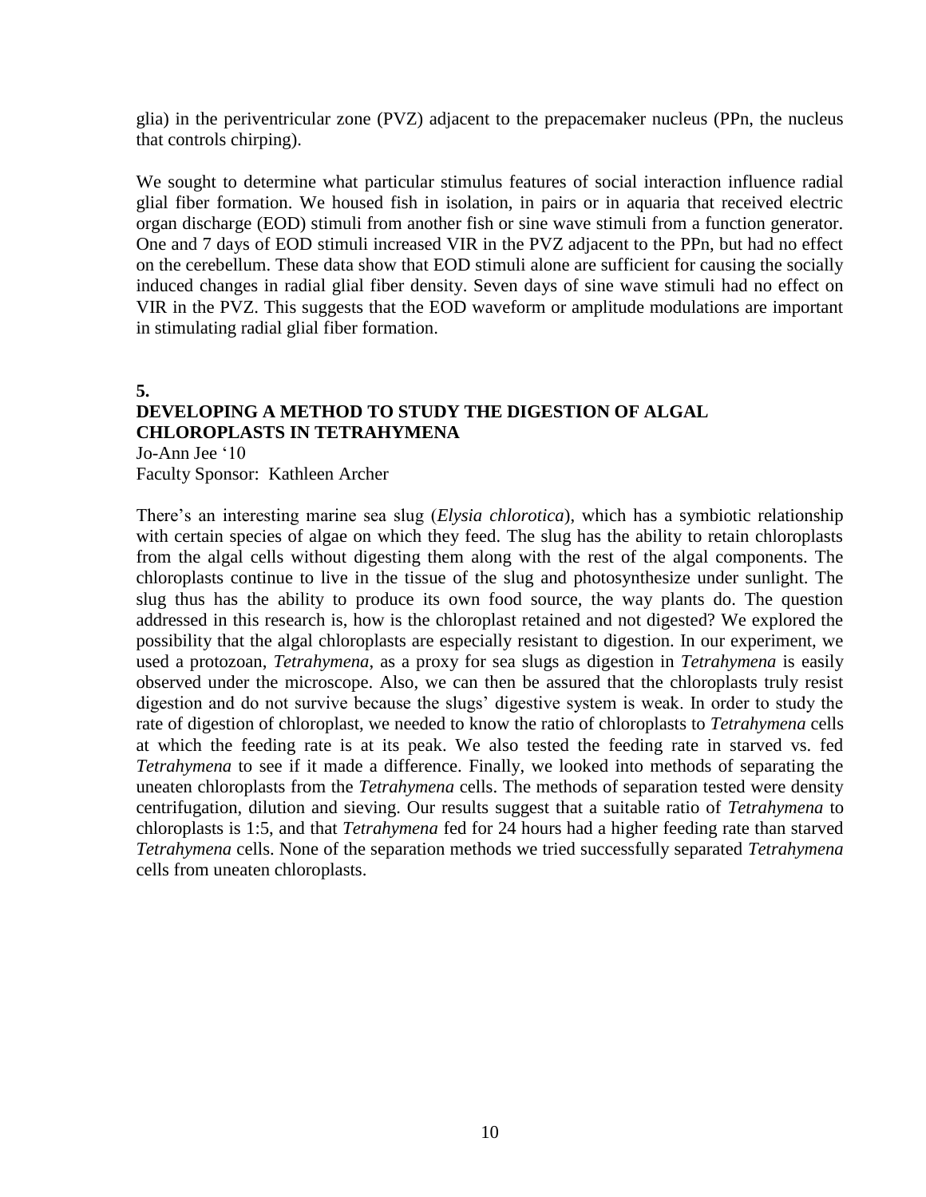glia) in the periventricular zone (PVZ) adjacent to the prepacemaker nucleus (PPn, the nucleus that controls chirping).

We sought to determine what particular stimulus features of social interaction influence radial glial fiber formation. We housed fish in isolation, in pairs or in aquaria that received electric organ discharge (EOD) stimuli from another fish or sine wave stimuli from a function generator. One and 7 days of EOD stimuli increased VIR in the PVZ adjacent to the PPn, but had no effect on the cerebellum. These data show that EOD stimuli alone are sufficient for causing the socially induced changes in radial glial fiber density. Seven days of sine wave stimuli had no effect on VIR in the PVZ. This suggests that the EOD waveform or amplitude modulations are important in stimulating radial glial fiber formation.

**5.**

## DEVELOPING A METHOD TO STUDY THE DIGESTION OF ALGAL CHLOROPLASTS IN TETRAHYMENA

Jo-Ann Jee '10
Faculty Sponsor: Kathleen Archer

There's an interesting marine sea slug (*Elysia chlorotica*), which has a symbiotic relationship with certain species of algae on which they feed. The slug has the ability to retain chloroplasts from the algal cells without digesting them along with the rest of the algal components. The chloroplasts continue to live in the tissue of the slug and photosynthesize under sunlight. The slug thus has the ability to produce its own food source, the way plants do. The question addressed in this research is, how is the chloroplast retained and not digested? We explored the possibility that the algal chloroplasts are especially resistant to digestion. In our experiment, we used a protozoan, *Tetrahymena*, as a proxy for sea slugs as digestion in *Tetrahymena* is easily observed under the microscope. Also, we can then be assured that the chloroplasts truly resist digestion and do not survive because the slugs' digestive system is weak. In order to study the rate of digestion of chloroplast, we needed to know the ratio of chloroplasts to *Tetrahymena* cells at which the feeding rate is at its peak. We also tested the feeding rate in starved vs. fed *Tetrahymena* to see if it made a difference. Finally, we looked into methods of separating the uneaten chloroplasts from the *Tetrahymena* cells. The methods of separation tested were density centrifugation, dilution and sieving. Our results suggest that a suitable ratio of *Tetrahymena* to chloroplasts is 1:5, and that *Tetrahymena* fed for 24 hours had a higher feeding rate than starved *Tetrahymena* cells. None of the separation methods we tried successfully separated *Tetrahymena* cells from uneaten chloroplasts.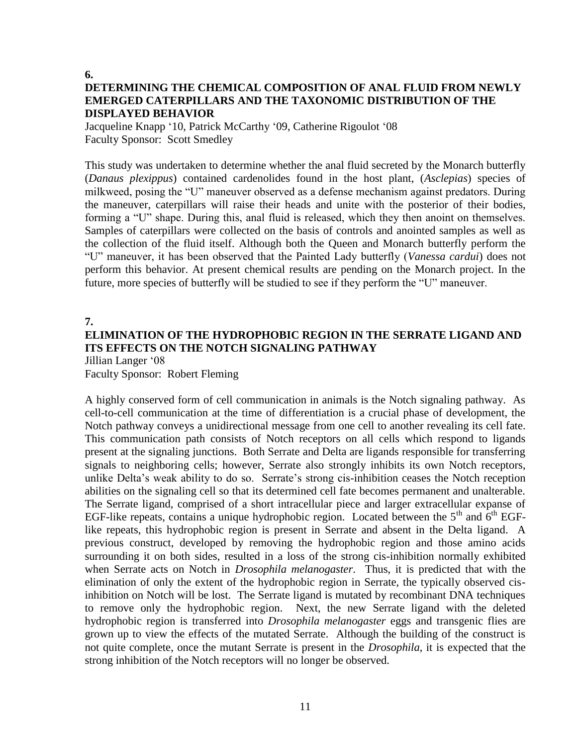**6.**

## DETERMINING THE CHEMICAL COMPOSITION OF ANAL FLUID FROM NEWLY EMERGED CATERPILLARS AND THE TAXONOMIC DISTRIBUTION OF THE DISPLAYED BEHAVIOR

Jacqueline Knapp '10, Patrick McCarthy '09, Catherine Rigoulot '08
Faculty Sponsor: Scott Smedley

This study was undertaken to determine whether the anal fluid secreted by the Monarch butterfly (*Danaus plexippus*) contained cardenolides found in the host plant, (*Asclepias*) species of milkweed, posing the "U" maneuver observed as a defense mechanism against predators. During the maneuver, caterpillars will raise their heads and unite with the posterior of their bodies, forming a "U" shape. During this, anal fluid is released, which they then anoint on themselves. Samples of caterpillars were collected on the basis of controls and anointed samples as well as the collection of the fluid itself. Although both the Queen and Monarch butterfly perform the "U" maneuver, it has been observed that the Painted Lady butterfly (*Vanessa cardui*) does not perform this behavior. At present chemical results are pending on the Monarch project. In the future, more species of butterfly will be studied to see if they perform the "U" maneuver.

**7.**

## ELIMINATION OF THE HYDROPHOBIC REGION IN THE SERRATE LIGAND AND ITS EFFECTS ON THE NOTCH SIGNALING PATHWAY

Jillian Langer '08
Faculty Sponsor: Robert Fleming

A highly conserved form of cell communication in animals is the Notch signaling pathway. As cell-to-cell communication at the time of differentiation is a crucial phase of development, the Notch pathway conveys a unidirectional message from one cell to another revealing its cell fate. This communication path consists of Notch receptors on all cells which respond to ligands present at the signaling junctions. Both Serrate and Delta are ligands responsible for transferring signals to neighboring cells; however, Serrate also strongly inhibits its own Notch receptors, unlike Delta's weak ability to do so. Serrate's strong cis-inhibition ceases the Notch reception abilities on the signaling cell so that its determined cell fate becomes permanent and unalterable. The Serrate ligand, comprised of a short intracellular piece and larger extracellular expanse of EGF-like repeats, contains a unique hydrophobic region. Located between the 5$^{th}$ and 6$^{th}$ EGF-like repeats, this hydrophobic region is present in Serrate and absent in the Delta ligand. A previous construct, developed by removing the hydrophobic region and those amino acids surrounding it on both sides, resulted in a loss of the strong cis-inhibition normally exhibited when Serrate acts on Notch in *Drosophila melanogaster*. Thus, it is predicted that with the elimination of only the extent of the hydrophobic region in Serrate, the typically observed cis-inhibition on Notch will be lost. The Serrate ligand is mutated by recombinant DNA techniques to remove only the hydrophobic region. Next, the new Serrate ligand with the deleted hydrophobic region is transferred into *Drosophila melanogaster* eggs and transgenic flies are grown up to view the effects of the mutated Serrate. Although the building of the construct is not quite complete, once the mutant Serrate is present in the *Drosophila*, it is expected that the strong inhibition of the Notch receptors will no longer be observed.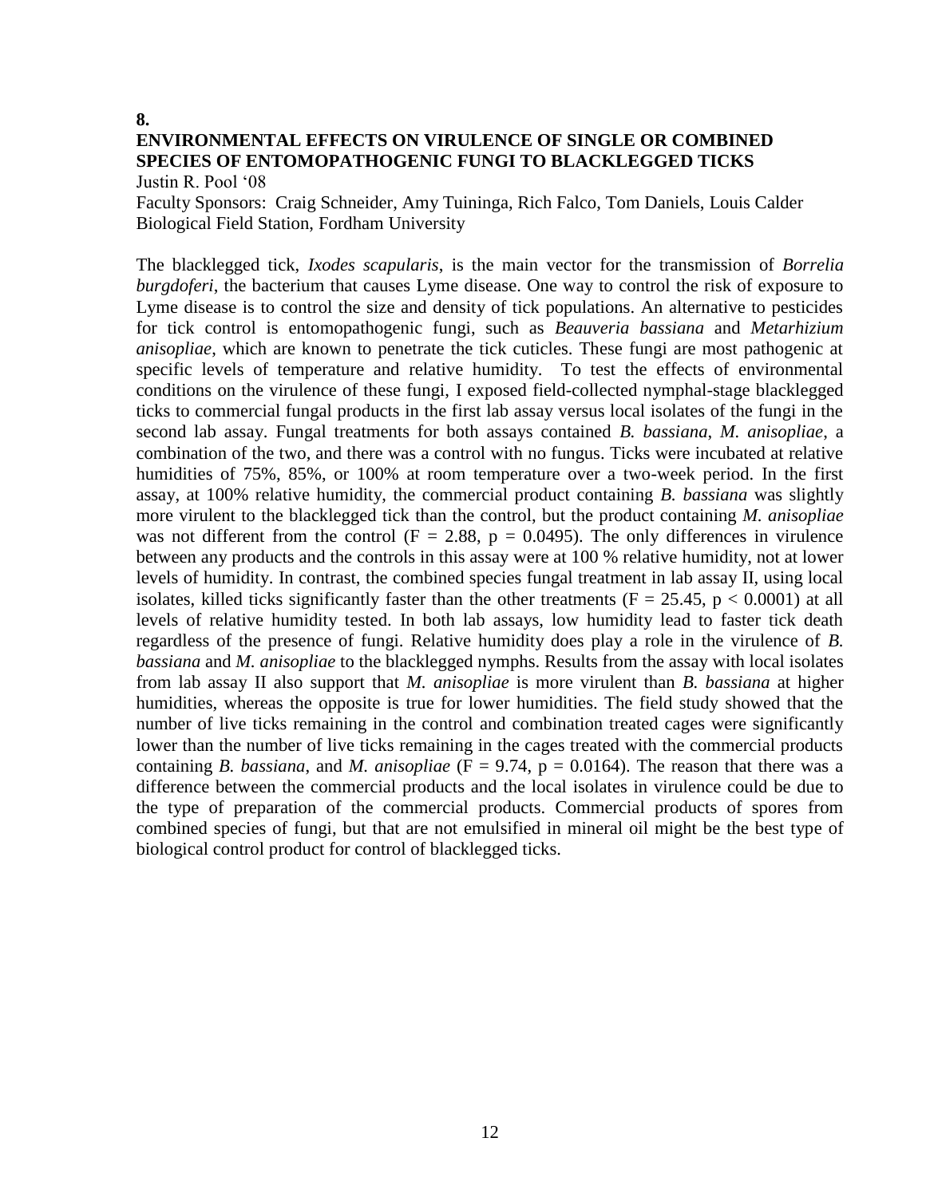**8.**

**ENVIRONMENTAL EFFECTS ON VIRULENCE OF SINGLE OR COMBINED SPECIES OF ENTOMOPATHOGENIC FUNGI TO BLACKLEGGED TICKS**

Justin R. Pool '08

Faculty Sponsors: Craig Schneider, Amy Tuininga, Rich Falco, Tom Daniels, Louis Calder Biological Field Station, Fordham University

The blacklegged tick, *Ixodes scapularis*, is the main vector for the transmission of *Borrelia burgdoferi*, the bacterium that causes Lyme disease. One way to control the risk of exposure to Lyme disease is to control the size and density of tick populations. An alternative to pesticides for tick control is entomopathogenic fungi, such as *Beauveria bassiana* and *Metarhizium anisopliae*, which are known to penetrate the tick cuticles. These fungi are most pathogenic at specific levels of temperature and relative humidity. To test the effects of environmental conditions on the virulence of these fungi, I exposed field-collected nymphal-stage blacklegged ticks to commercial fungal products in the first lab assay versus local isolates of the fungi in the second lab assay. Fungal treatments for both assays contained *B. bassiana*, *M. anisopliae*, a combination of the two, and there was a control with no fungus. Ticks were incubated at relative humidities of 75%, 85%, or 100% at room temperature over a two-week period. In the first assay, at 100% relative humidity, the commercial product containing *B. bassiana* was slightly more virulent to the blacklegged tick than the control, but the product containing *M. anisopliae* was not different from the control ($F = 2.88$, $p = 0.0495$). The only differences in virulence between any products and the controls in this assay were at 100 % relative humidity, not at lower levels of humidity. In contrast, the combined species fungal treatment in lab assay II, using local isolates, killed ticks significantly faster than the other treatments ($F = 25.45$, $p < 0.0001$) at all levels of relative humidity tested. In both lab assays, low humidity lead to faster tick death regardless of the presence of fungi. Relative humidity does play a role in the virulence of *B. bassiana* and *M. anisopliae* to the blacklegged nymphs. Results from the assay with local isolates from lab assay II also support that *M. anisopliae* is more virulent than *B. bassiana* at higher humidities, whereas the opposite is true for lower humidities. The field study showed that the number of live ticks remaining in the control and combination treated cages were significantly lower than the number of live ticks remaining in the cages treated with the commercial products containing *B. bassiana*, and *M. anisopliae* ($F = 9.74$, $p = 0.0164$). The reason that there was a difference between the commercial products and the local isolates in virulence could be due to the type of preparation of the commercial products. Commercial products of spores from combined species of fungi, but that are not emulsified in mineral oil might be the best type of biological control product for control of blacklegged ticks.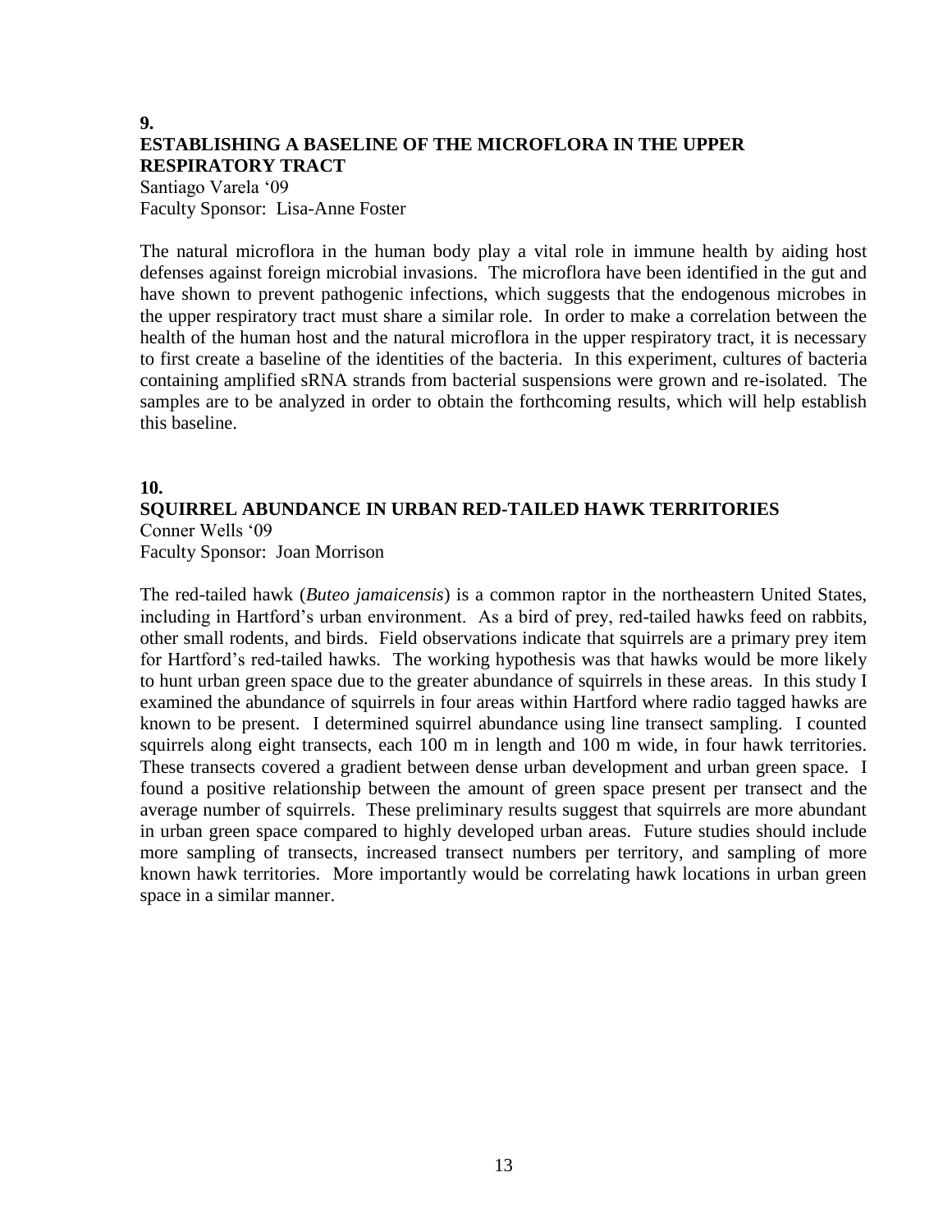**9.**

## ESTABLISHING A BASELINE OF THE MICROFLORA IN THE UPPER RESPIRATORY TRACT

Santiago Varela '09
Faculty Sponsor: Lisa-Anne Foster

The natural microflora in the human body play a vital role in immune health by aiding host defenses against foreign microbial invasions. The microflora have been identified in the gut and have shown to prevent pathogenic infections, which suggests that the endogenous microbes in the upper respiratory tract must share a similar role. In order to make a correlation between the health of the human host and the natural microflora in the upper respiratory tract, it is necessary to first create a baseline of the identities of the bacteria. In this experiment, cultures of bacteria containing amplified sRNA strands from bacterial suspensions were grown and re-isolated. The samples are to be analyzed in order to obtain the forthcoming results, which will help establish this baseline.

**10.**

## SQUIRREL ABUNDANCE IN URBAN RED-TAILED HAWK TERRITORIES

Conner Wells '09
Faculty Sponsor: Joan Morrison

The red-tailed hawk (*Buteo jamaicensis*) is a common raptor in the northeastern United States, including in Hartford's urban environment. As a bird of prey, red-tailed hawks feed on rabbits, other small rodents, and birds. Field observations indicate that squirrels are a primary prey item for Hartford's red-tailed hawks. The working hypothesis was that hawks would be more likely to hunt urban green space due to the greater abundance of squirrels in these areas. In this study I examined the abundance of squirrels in four areas within Hartford where radio tagged hawks are known to be present. I determined squirrel abundance using line transect sampling. I counted squirrels along eight transects, each 100 m in length and 100 m wide, in four hawk territories. These transects covered a gradient between dense urban development and urban green space. I found a positive relationship between the amount of green space present per transect and the average number of squirrels. These preliminary results suggest that squirrels are more abundant in urban green space compared to highly developed urban areas. Future studies should include more sampling of transects, increased transect numbers per territory, and sampling of more known hawk territories. More importantly would be correlating hawk locations in urban green space in a similar manner.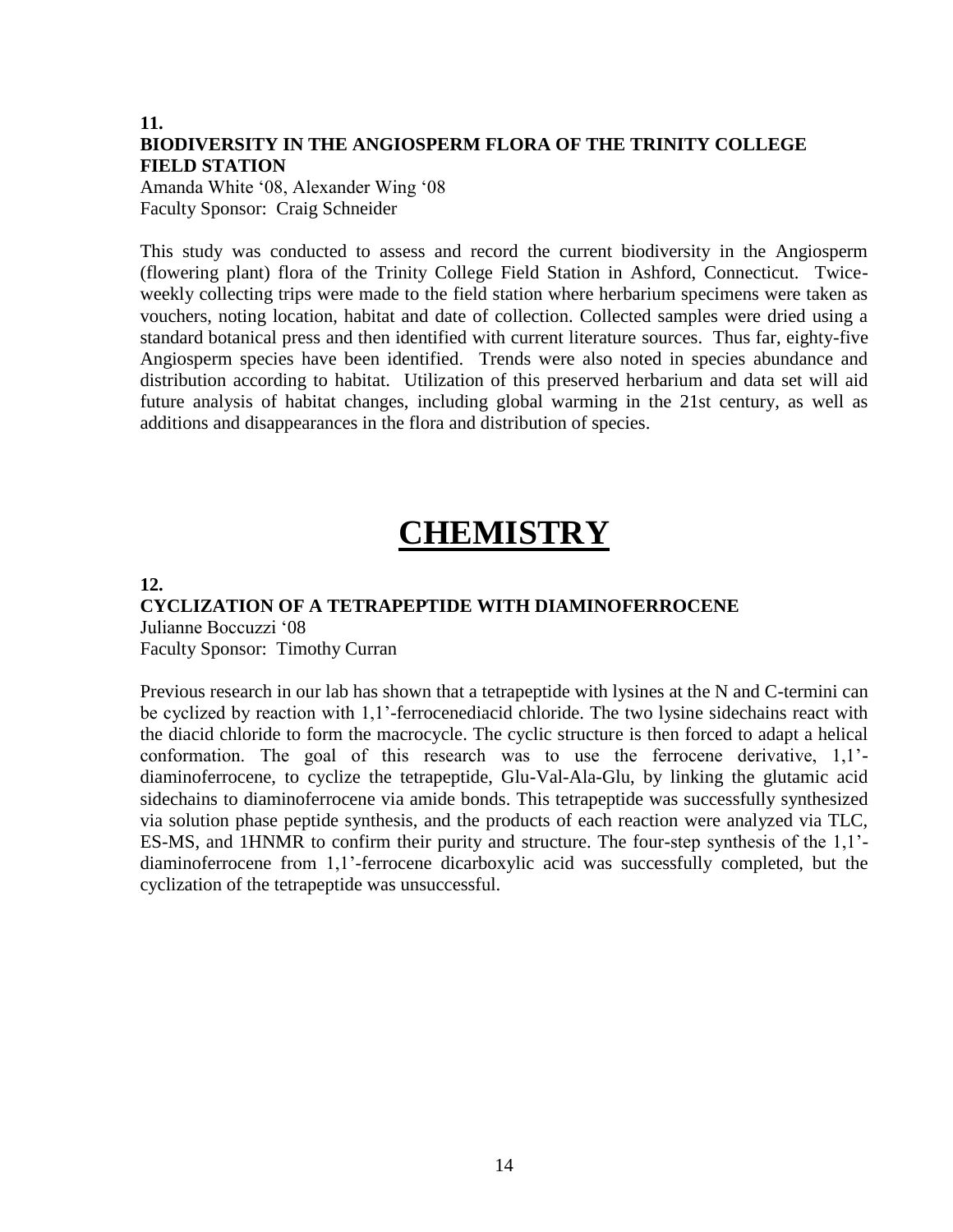**11.**
**BIODIVERSITY IN THE ANGIOSPERM FLORA OF THE TRINITY COLLEGE FIELD STATION**
Amanda White '08, Alexander Wing '08
Faculty Sponsor: Craig Schneider

This study was conducted to assess and record the current biodiversity in the Angiosperm (flowering plant) flora of the Trinity College Field Station in Ashford, Connecticut. Twice-weekly collecting trips were made to the field station where herbarium specimens were taken as vouchers, noting location, habitat and date of collection. Collected samples were dried using a standard botanical press and then identified with current literature sources. Thus far, eighty-five Angiosperm species have been identified. Trends were also noted in species abundance and distribution according to habitat. Utilization of this preserved herbarium and data set will aid future analysis of habitat changes, including global warming in the 21st century, as well as additions and disappearances in the flora and distribution of species.

# CHEMISTRY

**12.**
**CYCLIZATION OF A TETRAPEPTIDE WITH DIAMINOFERROCENE**
Julianne Boccuzzi '08
Faculty Sponsor: Timothy Curran

Previous research in our lab has shown that a tetrapeptide with lysines at the N and C-termini can be cyclized by reaction with 1,1'-ferrocenediacid chloride. The two lysine sidechains react with the diacid chloride to form the macrocycle. The cyclic structure is then forced to adapt a helical conformation. The goal of this research was to use the ferrocene derivative, 1,1'-diaminoferrocene, to cyclize the tetrapeptide, Glu-Val-Ala-Glu, by linking the glutamic acid sidechains to diaminoferrocene via amide bonds. This tetrapeptide was successfully synthesized via solution phase peptide synthesis, and the products of each reaction were analyzed via TLC, ES-MS, and 1HNMR to confirm their purity and structure. The four-step synthesis of the 1,1'-diaminoferrocene from 1,1'-ferrocene dicarboxylic acid was successfully completed, but the cyclization of the tetrapeptide was unsuccessful.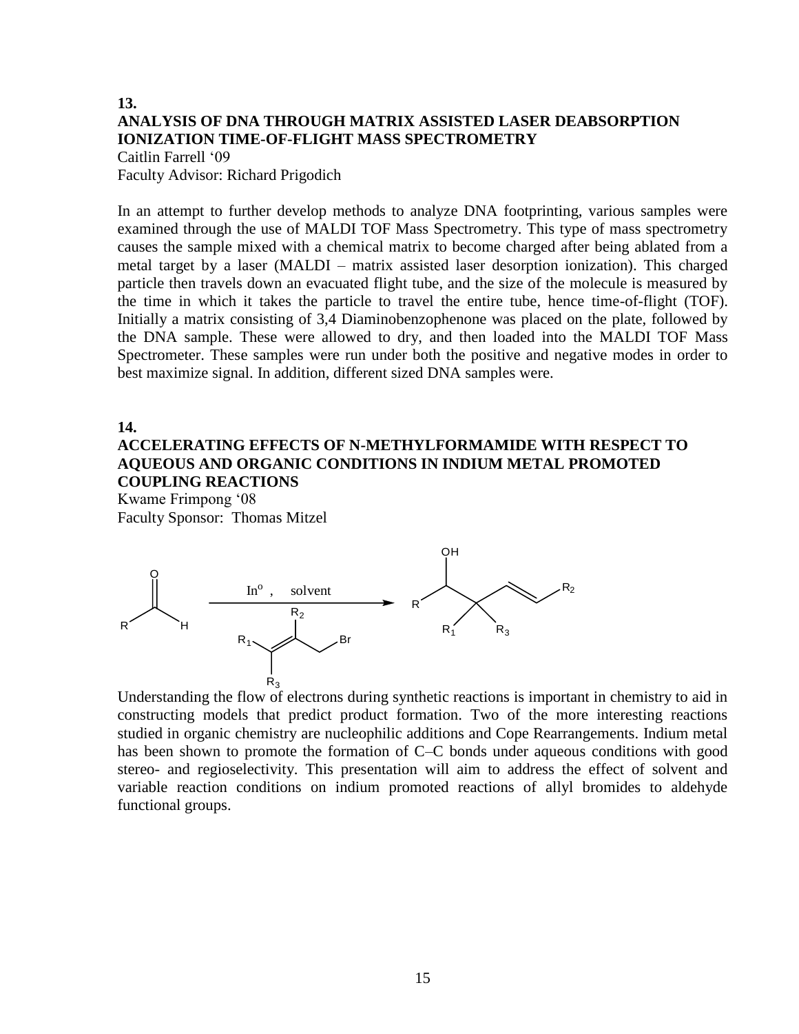**13.**

## ANALYSIS OF DNA THROUGH MATRIX ASSISTED LASER DEABSORPTION IONIZATION TIME-OF-FLIGHT MASS SPECTROMETRY

Caitlin Farrell '09
Faculty Advisor: Richard Prigodich

In an attempt to further develop methods to analyze DNA footprinting, various samples were examined through the use of MALDI TOF Mass Spectrometry. This type of mass spectrometry causes the sample mixed with a chemical matrix to become charged after being ablated from a metal target by a laser (MALDI – matrix assisted laser desorption ionization). This charged particle then travels down an evacuated flight tube, and the size of the molecule is measured by the time in which it takes the particle to travel the entire tube, hence time-of-flight (TOF). Initially a matrix consisting of 3,4 Diaminobenzophenone was placed on the plate, followed by the DNA sample. These were allowed to dry, and then loaded into the MALDI TOF Mass Spectrometer. These samples were run under both the positive and negative modes in order to best maximize signal. In addition, different sized DNA samples were.

**14.**

## ACCELERATING EFFECTS OF N-METHYLFORMAMIDE WITH RESPECT TO AQUEOUS AND ORGANIC CONDITIONS IN INDIUM METAL PROMOTED COUPLING REACTIONS

Kwame Frimpong '08
Faculty Sponsor: Thomas Mitzel

$In^{o}$ , solvent

Understanding the flow of electrons during synthetic reactions is important in chemistry to aid in constructing models that predict product formation. Two of the more interesting reactions studied in organic chemistry are nucleophilic additions and Cope Rearrangements. Indium metal has been shown to promote the formation of C–C bonds under aqueous conditions with good stereo- and regioselectivity. This presentation will aim to address the effect of solvent and variable reaction conditions on indium promoted reactions of allyl bromides to aldehyde functional groups.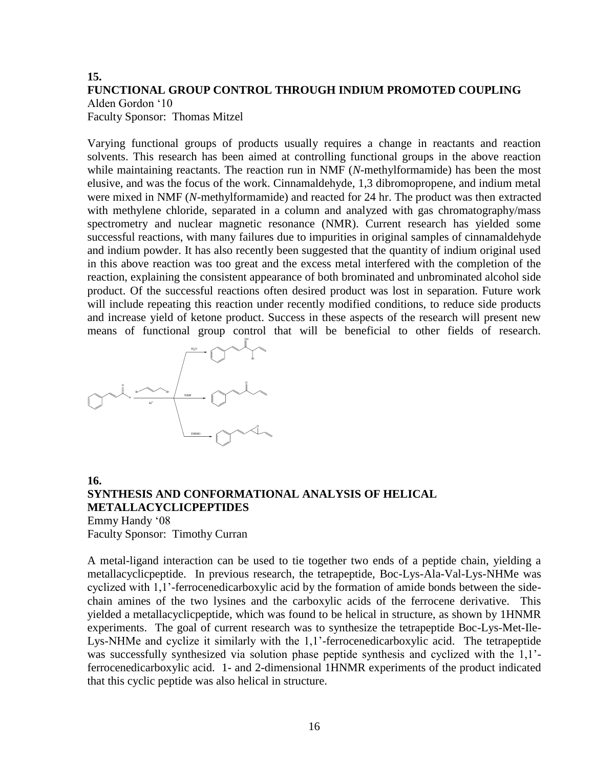## 15.

## FUNCTIONAL GROUP CONTROL THROUGH INDIUM PROMOTED COUPLING

Alden Gordon '10
Faculty Sponsor: Thomas Mitzel

Varying functional groups of products usually requires a change in reactants and reaction solvents. This research has been aimed at controlling functional groups in the above reaction while maintaining reactants. The reaction run in NMF (*N*-methylformamide) has been the most elusive, and was the focus of the work. Cinnamaldehyde, 1,3 dibromopropene, and indium metal were mixed in NMF (*N*-methylformamide) and reacted for 24 hr. The product was then extracted with methylene chloride, separated in a column and analyzed with gas chromatography/mass spectrometry and nuclear magnetic resonance (NMR). Current research has yielded some successful reactions, with many failures due to impurities in original samples of cinnamaldehyde and indium powder. It has also recently been suggested that the quantity of indium original used in this above reaction was too great and the excess metal interfered with the completion of the reaction, explaining the consistent appearance of both brominated and unbrominated alcohol side product. Of the successful reactions often desired product was lost in separation. Future work will include repeating this reaction under recently modified conditions, to reduce side products and increase yield of ketone product. Success in these aspects of the research will present new means of functional group control that will be beneficial to other fields of research.

## 16.

## SYNTHESIS AND CONFORMATIONAL ANALYSIS OF HELICAL METALLACYCLICPEPTIDES

Emmy Handy '08
Faculty Sponsor: Timothy Curran

A metal-ligand interaction can be used to tie together two ends of a peptide chain, yielding a metallacyclicpeptide. In previous research, the tetrapeptide, Boc-Lys-Ala-Val-Lys-NHMe was cyclized with 1,1'-ferrocenedicarboxylic acid by the formation of amide bonds between the side-chain amines of the two lysines and the carboxylic acids of the ferrocene derivative. This yielded a metallacyclicpeptide, which was found to be helical in structure, as shown by 1HNMR experiments. The goal of current research was to synthesize the tetrapeptide Boc-Lys-Met-Ile-Lys-NHMe and cyclize it similarly with the 1,1'-ferrocenedicarboxylic acid. The tetrapeptide was successfully synthesized via solution phase peptide synthesis and cyclized with the 1,1'-ferrocenedicarboxylic acid. 1- and 2-dimensional 1HNMR experiments of the product indicated that this cyclic peptide was also helical in structure.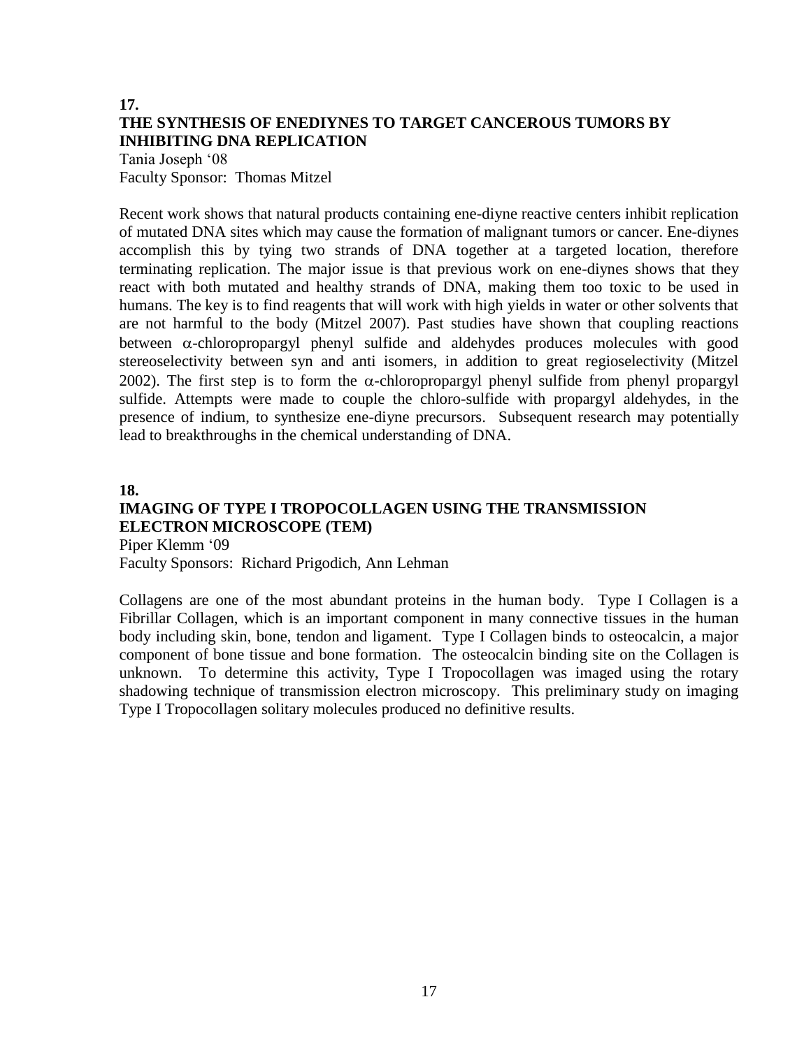**17.**

## THE SYNTHESIS OF ENEDIYNES TO TARGET CANCEROUS TUMORS BY INHIBITING DNA REPLICATION

Tania Joseph '08
Faculty Sponsor: Thomas Mitzel

Recent work shows that natural products containing ene-diyne reactive centers inhibit replication of mutated DNA sites which may cause the formation of malignant tumors or cancer. Ene-diynes accomplish this by tying two strands of DNA together at a targeted location, therefore terminating replication. The major issue is that previous work on ene-diynes shows that they react with both mutated and healthy strands of DNA, making them too toxic to be used in humans. The key is to find reagents that will work with high yields in water or other solvents that are not harmful to the body (Mitzel 2007). Past studies have shown that coupling reactions between $\alpha$-chloropropargyl phenyl sulfide and aldehydes produces molecules with good stereoselectivity between syn and anti isomers, in addition to great regioselectivity (Mitzel 2002). The first step is to form the $\alpha$-chloropropargyl phenyl sulfide from phenyl propargyl sulfide. Attempts were made to couple the chloro-sulfide with propargyl aldehydes, in the presence of indium, to synthesize ene-diyne precursors. Subsequent research may potentially lead to breakthroughs in the chemical understanding of DNA.

**18.**

## IMAGING OF TYPE I TROPOCOLLAGEN USING THE TRANSMISSION ELECTRON MICROSCOPE (TEM)

Piper Klemm '09
Faculty Sponsors: Richard Prigodich, Ann Lehman

Collagens are one of the most abundant proteins in the human body. Type I Collagen is a Fibrillar Collagen, which is an important component in many connective tissues in the human body including skin, bone, tendon and ligament. Type I Collagen binds to osteocalcin, a major component of bone tissue and bone formation. The osteocalcin binding site on the Collagen is unknown. To determine this activity, Type I Tropocollagen was imaged using the rotary shadowing technique of transmission electron microscopy. This preliminary study on imaging Type I Tropocollagen solitary molecules produced no definitive results.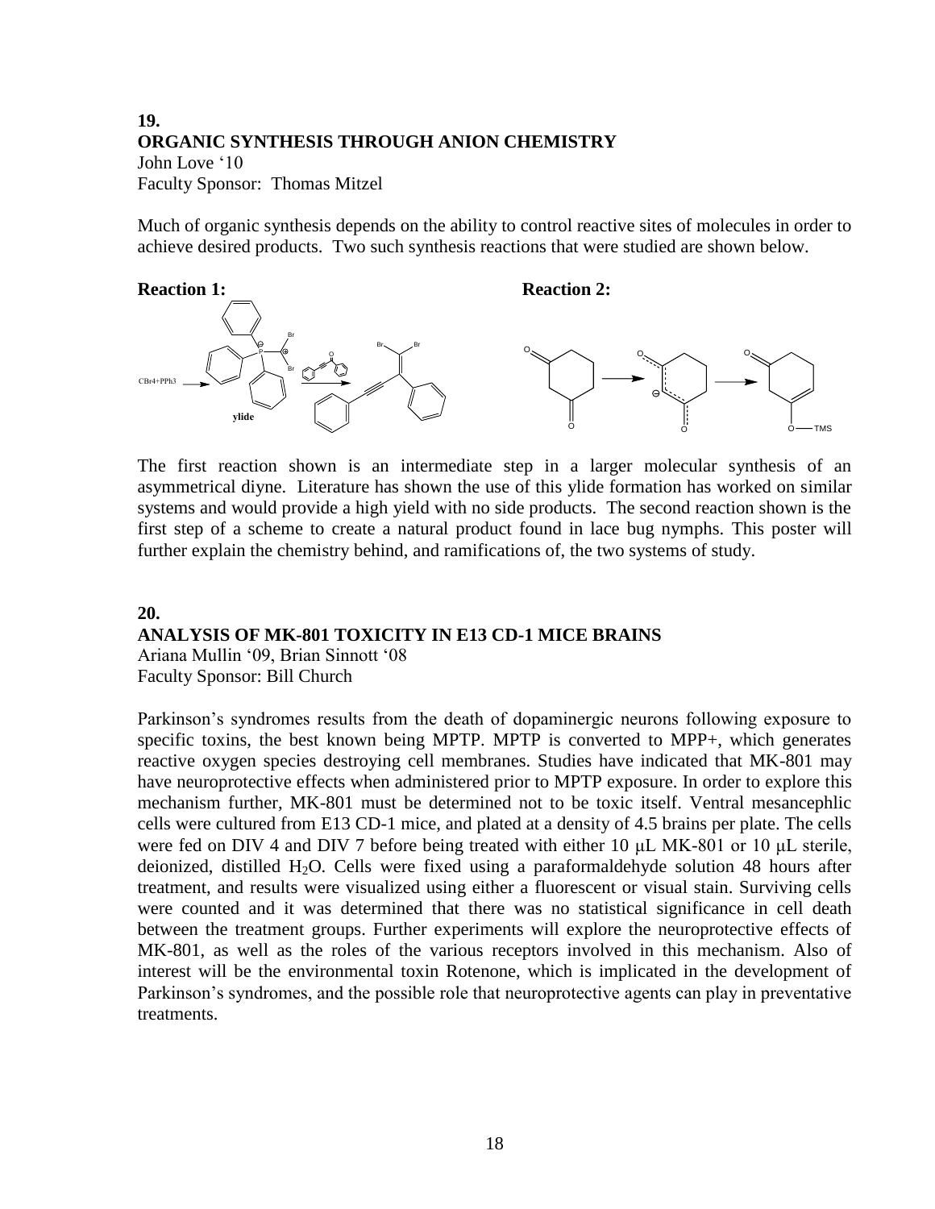## 19.
## ORGANIC SYNTHESIS THROUGH ANION CHEMISTRY

John Love '10
Faculty Sponsor: Thomas Mitzel

Much of organic synthesis depends on the ability to control reactive sites of molecules in order to achieve desired products. Two such synthesis reactions that were studied are shown below.

**Reaction 1:** **Reaction 2:**

The first reaction shown is an intermediate step in a larger molecular synthesis of an asymmetrical diyne. Literature has shown the use of this ylide formation has worked on similar systems and would provide a high yield with no side products. The second reaction shown is the first step of a scheme to create a natural product found in lace bug nymphs. This poster will further explain the chemistry behind, and ramifications of, the two systems of study.

## 20.
## ANALYSIS OF MK-801 TOXICITY IN E13 CD-1 MICE BRAINS

Ariana Mullin '09, Brian Sinnott '08
Faculty Sponsor: Bill Church

Parkinson's syndromes results from the death of dopaminergic neurons following exposure to specific toxins, the best known being MPTP. MPTP is converted to MPP+, which generates reactive oxygen species destroying cell membranes. Studies have indicated that MK-801 may have neuroprotective effects when administered prior to MPTP exposure. In order to explore this mechanism further, MK-801 must be determined not to be toxic itself. Ventral mesancephlic cells were cultured from E13 CD-1 mice, and plated at a density of 4.5 brains per plate. The cells were fed on DIV 4 and DIV 7 before being treated with either 10 μL MK-801 or 10 μL sterile, deionized, distilled $H_2O$. Cells were fixed using a paraformaldehyde solution 48 hours after treatment, and results were visualized using either a fluorescent or visual stain. Surviving cells were counted and it was determined that there was no statistical significance in cell death between the treatment groups. Further experiments will explore the neuroprotective effects of MK-801, as well as the roles of the various receptors involved in this mechanism. Also of interest will be the environmental toxin Rotenone, which is implicated in the development of Parkinson's syndromes, and the possible role that neuroprotective agents can play in preventative treatments.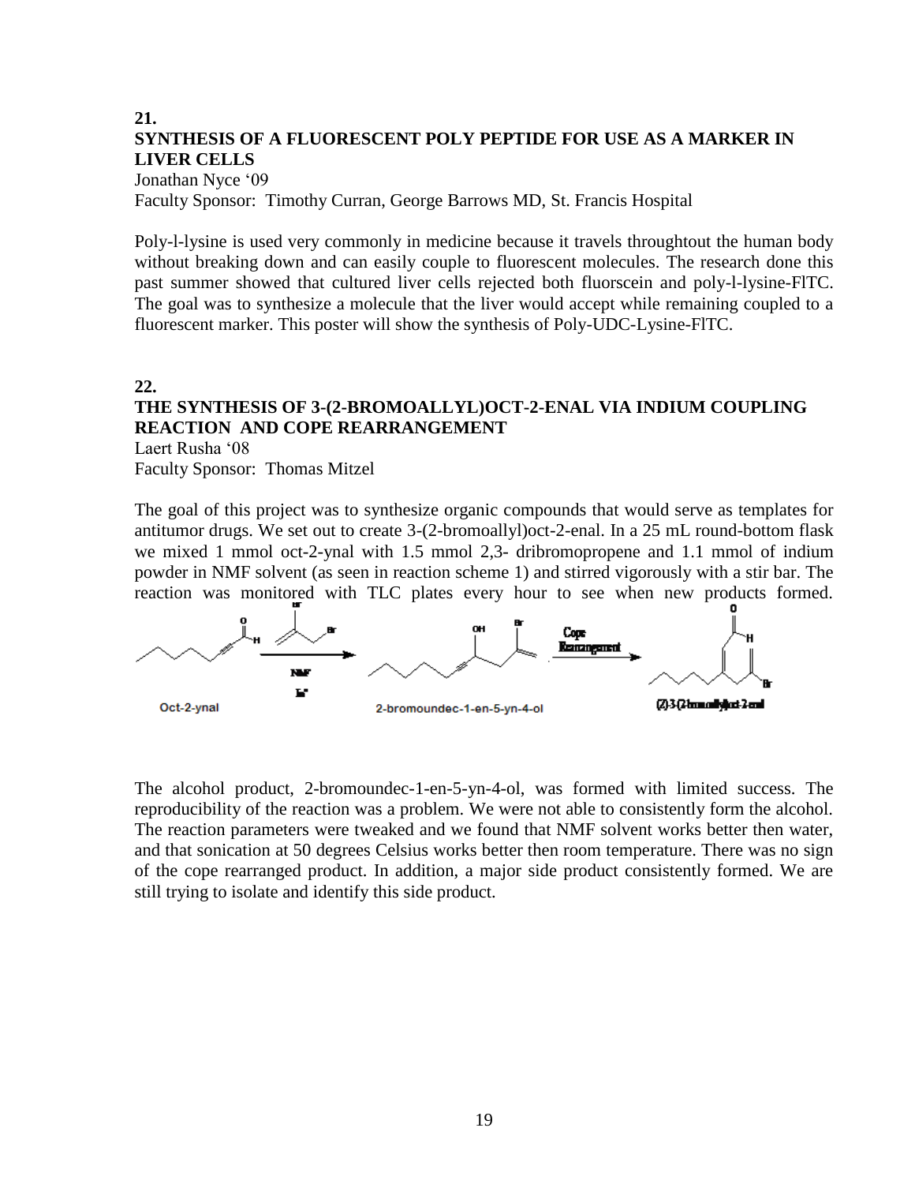**21.**

## SYNTHESIS OF A FLUORESCENT POLY PEPTIDE FOR USE AS A MARKER IN LIVER CELLS

Jonathan Nyce '09
Faculty Sponsor: Timothy Curran, George Barrows MD, St. Francis Hospital

Poly-l-lysine is used very commonly in medicine because it travels throughtout the human body without breaking down and can easily couple to fluorescent molecules. The research done this past summer showed that cultured liver cells rejected both fluorscein and poly-l-lysine-FlTC. The goal was to synthesize a molecule that the liver would accept while remaining coupled to a fluorescent marker. This poster will show the synthesis of Poly-UDC-Lysine-FlTC.

**22.**

## THE SYNTHESIS OF 3-(2-BROMOALLYL)OCT-2-ENAL VIA INDIUM COUPLING REACTION AND COPE REARRANGEMENT

Laert Rusha '08
Faculty Sponsor: Thomas Mitzel

The goal of this project was to synthesize organic compounds that would serve as templates for antitumor drugs. We set out to create 3-(2-bromoallyl)oct-2-enal. In a 25 mL round-bottom flask we mixed 1 mmol oct-2-ynal with 1.5 mmol 2,3- dribromopropene and 1.1 mmol of indium powder in NMF solvent (as seen in reaction scheme 1) and stirred vigorously with a stir bar. The reaction was monitored with TLC plates every hour to see when new products formed.

Oct-2-ynal → (NMF, $In^0$) → 2-bromoundec-1-en-5-yn-4-ol → (Cope Rearrangement) → (Z)-3-(2-bromoallyl)oct-2-enal

The alcohol product, 2-bromoundec-1-en-5-yn-4-ol, was formed with limited success. The reproducibility of the reaction was a problem. We were not able to consistently form the alcohol. The reaction parameters were tweaked and we found that NMF solvent works better then water, and that sonication at 50 degrees Celsius works better then room temperature. There was no sign of the cope rearranged product. In addition, a major side product consistently formed. We are still trying to isolate and identify this side product.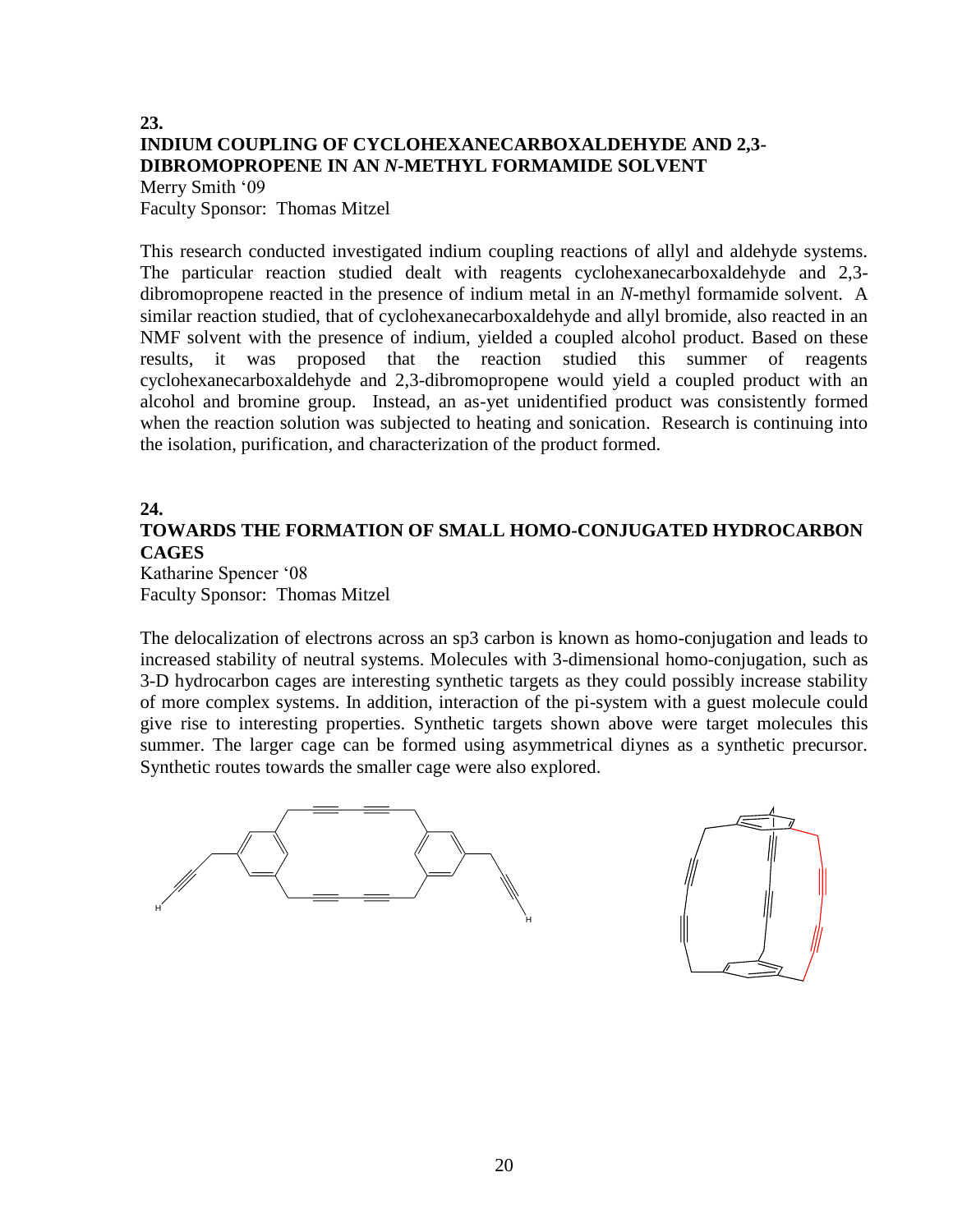## 23.

### INDIUM COUPLING OF CYCLOHEXANECARBOXALDEHYDE AND 2,3-DIBROMOPROPENE IN AN *N*-METHYL FORMAMIDE SOLVENT

Merry Smith '09
Faculty Sponsor: Thomas Mitzel

This research conducted investigated indium coupling reactions of allyl and aldehyde systems. The particular reaction studied dealt with reagents cyclohexanecarboxaldehyde and 2,3-dibromopropene reacted in the presence of indium metal in an *N*-methyl formamide solvent. A similar reaction studied, that of cyclohexanecarboxaldehyde and allyl bromide, also reacted in an NMF solvent with the presence of indium, yielded a coupled alcohol product. Based on these results, it was proposed that the reaction studied this summer of reagents cyclohexanecarboxaldehyde and 2,3-dibromopropene would yield a coupled product with an alcohol and bromine group. Instead, an as-yet unidentified product was consistently formed when the reaction solution was subjected to heating and sonication. Research is continuing into the isolation, purification, and characterization of the product formed.

## 24.

### TOWARDS THE FORMATION OF SMALL HOMO-CONJUGATED HYDROCARBON CAGES

Katharine Spencer '08
Faculty Sponsor: Thomas Mitzel

The delocalization of electrons across an sp3 carbon is known as homo-conjugation and leads to increased stability of neutral systems. Molecules with 3-dimensional homo-conjugation, such as 3-D hydrocarbon cages are interesting synthetic targets as they could possibly increase stability of more complex systems. In addition, interaction of the pi-system with a guest molecule could give rise to interesting properties. Synthetic targets shown above were target molecules this summer. The larger cage can be formed using asymmetrical diynes as a synthetic precursor. Synthetic routes towards the smaller cage were also explored.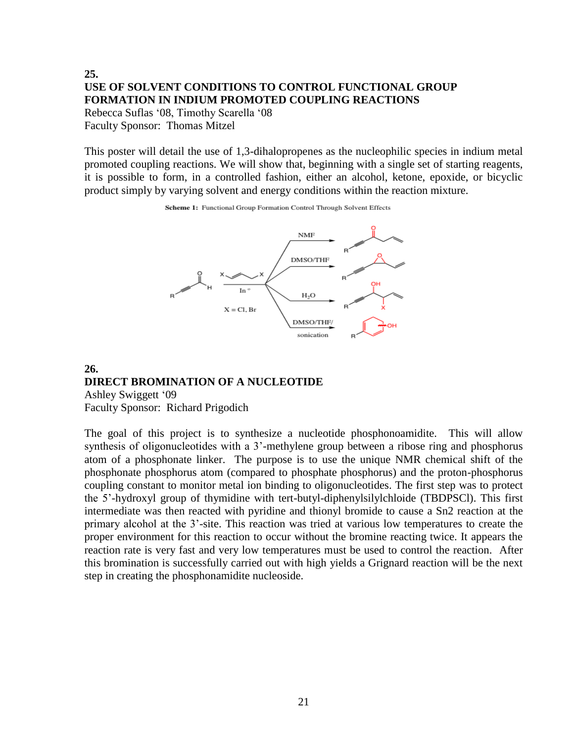**25.**

## USE OF SOLVENT CONDITIONS TO CONTROL FUNCTIONAL GROUP FORMATION IN INDIUM PROMOTED COUPLING REACTIONS

Rebecca Suflas '08, Timothy Scarella '08
Faculty Sponsor: Thomas Mitzel

This poster will detail the use of 1,3-dihalopropenes as the nucleophilic species in indium metal promoted coupling reactions. We will show that, beginning with a single set of starting reagents, it is possible to form, in a controlled fashion, either an alcohol, ketone, epoxide, or bicyclic product simply by varying solvent and energy conditions within the reaction mixture.

**Scheme 1:** Functional Group Formation Control Through Solvent Effects

In°, X = Cl, Br; NMF; DMSO/THF; $H_2O$; DMSO/THF/ sonication

**26.**

## DIRECT BROMINATION OF A NUCLEOTIDE

Ashley Swiggett '09
Faculty Sponsor: Richard Prigodich

The goal of this project is to synthesize a nucleotide phosphonoamidite. This will allow synthesis of oligonucleotides with a 3'-methylene group between a ribose ring and phosphorus atom of a phosphonate linker. The purpose is to use the unique NMR chemical shift of the phosphonate phosphorus atom (compared to phosphate phosphorus) and the proton-phosphorus coupling constant to monitor metal ion binding to oligonucleotides. The first step was to protect the 5'-hydroxyl group of thymidine with tert-butyl-diphenylsilylchloide (TBDPSCl). This first intermediate was then reacted with pyridine and thionyl bromide to cause a Sn2 reaction at the primary alcohol at the 3'-site. This reaction was tried at various low temperatures to create the proper environment for this reaction to occur without the bromine reacting twice. It appears the reaction rate is very fast and very low temperatures must be used to control the reaction. After this bromination is successfully carried out with high yields a Grignard reaction will be the next step in creating the phosphonamidite nucleoside.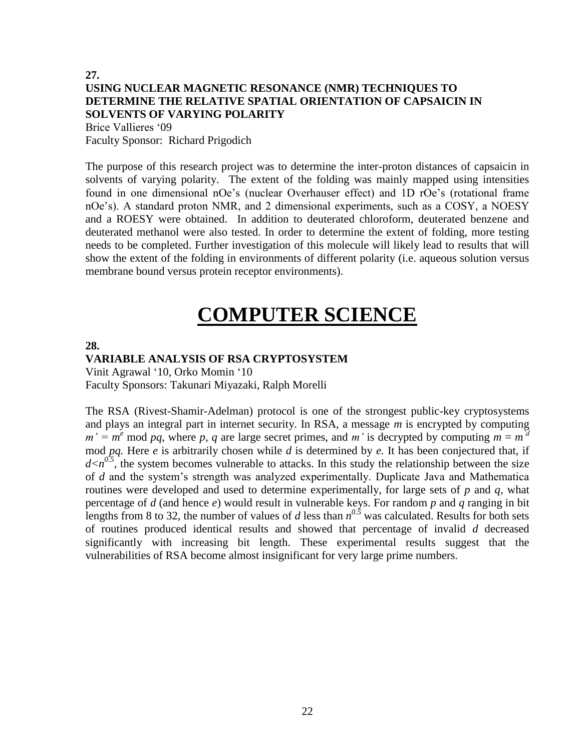**27.**

**USING NUCLEAR MAGNETIC RESONANCE (NMR) TECHNIQUES TO DETERMINE THE RELATIVE SPATIAL ORIENTATION OF CAPSAICIN IN SOLVENTS OF VARYING POLARITY**

Brice Vallieres '09
Faculty Sponsor: Richard Prigodich

The purpose of this research project was to determine the inter-proton distances of capsaicin in solvents of varying polarity. The extent of the folding was mainly mapped using intensities found in one dimensional nOe's (nuclear Overhauser effect) and 1D rOe's (rotational frame nOe's). A standard proton NMR, and 2 dimensional experiments, such as a COSY, a NOESY and a ROESY were obtained. In addition to deuterated chloroform, deuterated benzene and deuterated methanol were also tested. In order to determine the extent of folding, more testing needs to be completed. Further investigation of this molecule will likely lead to results that will show the extent of the folding in environments of different polarity (i.e. aqueous solution versus membrane bound versus protein receptor environments).

# COMPUTER SCIENCE

**28.**

**VARIABLE ANALYSIS OF RSA CRYPTOSYSTEM**

Vinit Agrawal '10, Orko Momin '10
Faculty Sponsors: Takunari Miyazaki, Ralph Morelli

The RSA (Rivest-Shamir-Adelman) protocol is one of the strongest public-key cryptosystems and plays an integral part in internet security. In RSA, a message $m$ is encrypted by computing $m' = m^e \bmod pq$, where $p$, $q$ are large secret primes, and $m'$ is decrypted by computing $m = m'^d \bmod pq$. Here $e$ is arbitrarily chosen while $d$ is determined by $e$. It has been conjectured that, if $d < n^{0.5}$, the system becomes vulnerable to attacks. In this study the relationship between the size of $d$ and the system's strength was analyzed experimentally. Duplicate Java and Mathematica routines were developed and used to determine experimentally, for large sets of $p$ and $q$, what percentage of $d$ (and hence $e$) would result in vulnerable keys. For random $p$ and $q$ ranging in bit lengths from 8 to 32, the number of values of $d$ less than $n^{0.5}$ was calculated. Results for both sets of routines produced identical results and showed that percentage of invalid $d$ decreased significantly with increasing bit length. These experimental results suggest that the vulnerabilities of RSA become almost insignificant for very large prime numbers.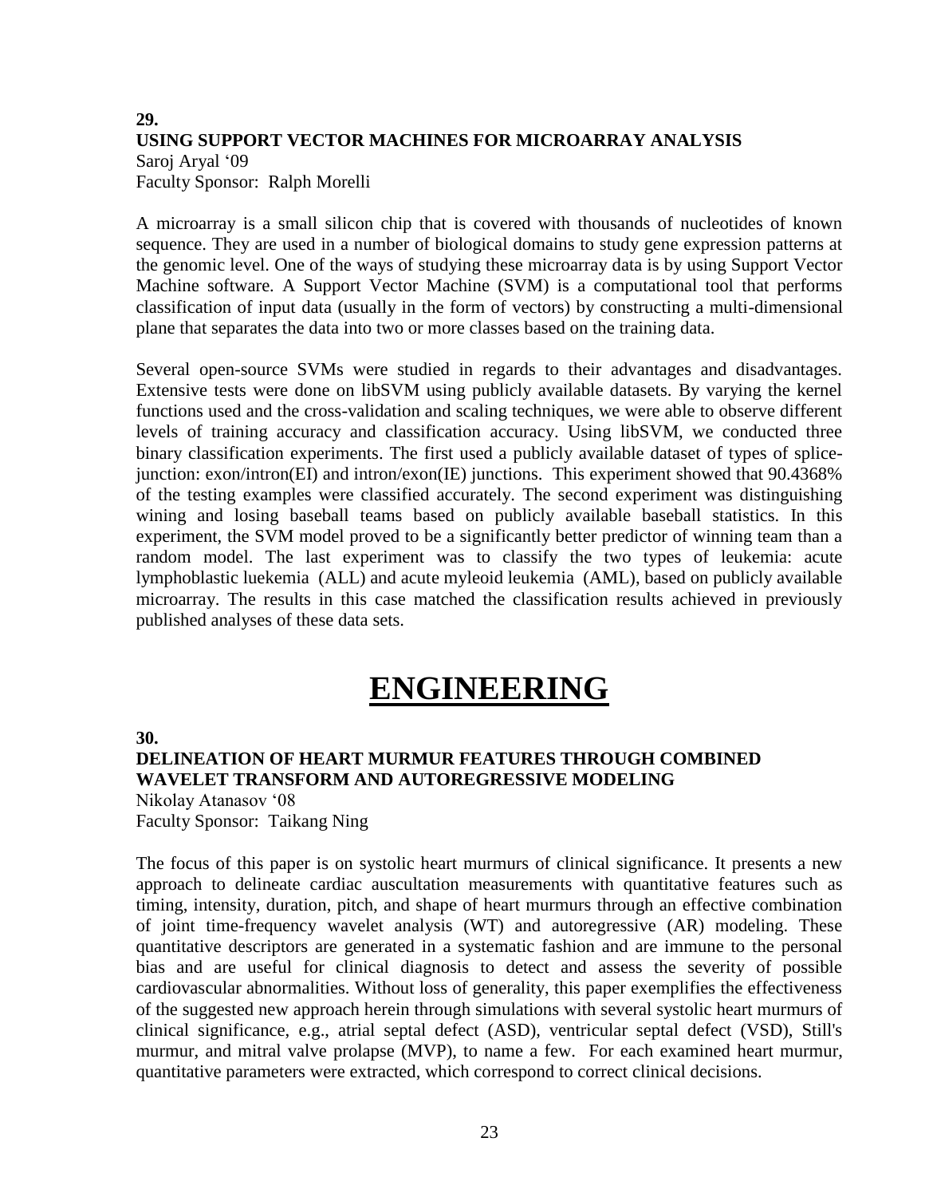**29.**

**USING SUPPORT VECTOR MACHINES FOR MICROARRAY ANALYSIS**

Saroj Aryal '09
Faculty Sponsor: Ralph Morelli

A microarray is a small silicon chip that is covered with thousands of nucleotides of known sequence. They are used in a number of biological domains to study gene expression patterns at the genomic level. One of the ways of studying these microarray data is by using Support Vector Machine software. A Support Vector Machine (SVM) is a computational tool that performs classification of input data (usually in the form of vectors) by constructing a multi-dimensional plane that separates the data into two or more classes based on the training data.

Several open-source SVMs were studied in regards to their advantages and disadvantages. Extensive tests were done on libSVM using publicly available datasets. By varying the kernel functions used and the cross-validation and scaling techniques, we were able to observe different levels of training accuracy and classification accuracy. Using libSVM, we conducted three binary classification experiments. The first used a publicly available dataset of types of splice-junction: exon/intron(EI) and intron/exon(IE) junctions. This experiment showed that 90.4368% of the testing examples were classified accurately. The second experiment was distinguishing wining and losing baseball teams based on publicly available baseball statistics. In this experiment, the SVM model proved to be a significantly better predictor of winning team than a random model. The last experiment was to classify the two types of leukemia: acute lymphoblastic luekemia (ALL) and acute myleoid leukemia (AML), based on publicly available microarray. The results in this case matched the classification results achieved in previously published analyses of these data sets.

# ENGINEERING

**30.**

**DELINEATION OF HEART MURMUR FEATURES THROUGH COMBINED WAVELET TRANSFORM AND AUTOREGRESSIVE MODELING**

Nikolay Atanasov '08
Faculty Sponsor: Taikang Ning

The focus of this paper is on systolic heart murmurs of clinical significance. It presents a new approach to delineate cardiac auscultation measurements with quantitative features such as timing, intensity, duration, pitch, and shape of heart murmurs through an effective combination of joint time-frequency wavelet analysis (WT) and autoregressive (AR) modeling. These quantitative descriptors are generated in a systematic fashion and are immune to the personal bias and are useful for clinical diagnosis to detect and assess the severity of possible cardiovascular abnormalities. Without loss of generality, this paper exemplifies the effectiveness of the suggested new approach herein through simulations with several systolic heart murmurs of clinical significance, e.g., atrial septal defect (ASD), ventricular septal defect (VSD), Still's murmur, and mitral valve prolapse (MVP), to name a few. For each examined heart murmur, quantitative parameters were extracted, which correspond to correct clinical decisions.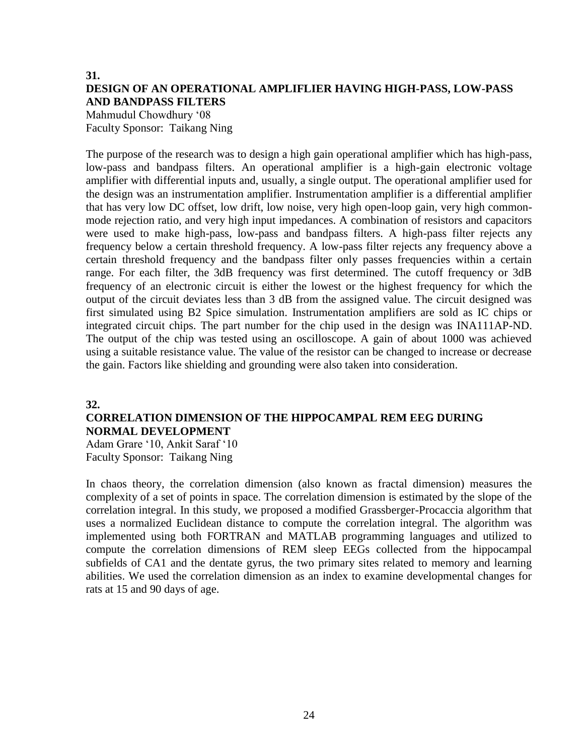**31.**

## DESIGN OF AN OPERATIONAL AMPLIFLIER HAVING HIGH-PASS, LOW-PASS AND BANDPASS FILTERS

Mahmudul Chowdhury '08
Faculty Sponsor: Taikang Ning

The purpose of the research was to design a high gain operational amplifier which has high-pass, low-pass and bandpass filters. An operational amplifier is a high-gain electronic voltage amplifier with differential inputs and, usually, a single output. The operational amplifier used for the design was an instrumentation amplifier. Instrumentation amplifier is a differential amplifier that has very low DC offset, low drift, low noise, very high open-loop gain, very high common-mode rejection ratio, and very high input impedances. A combination of resistors and capacitors were used to make high-pass, low-pass and bandpass filters. A high-pass filter rejects any frequency below a certain threshold frequency. A low-pass filter rejects any frequency above a certain threshold frequency and the bandpass filter only passes frequencies within a certain range. For each filter, the 3dB frequency was first determined. The cutoff frequency or 3dB frequency of an electronic circuit is either the lowest or the highest frequency for which the output of the circuit deviates less than 3 dB from the assigned value. The circuit designed was first simulated using B2 Spice simulation. Instrumentation amplifiers are sold as IC chips or integrated circuit chips. The part number for the chip used in the design was INA111AP-ND. The output of the chip was tested using an oscilloscope. A gain of about 1000 was achieved using a suitable resistance value. The value of the resistor can be changed to increase or decrease the gain. Factors like shielding and grounding were also taken into consideration.

**32.**

## CORRELATION DIMENSION OF THE HIPPOCAMPAL REM EEG DURING NORMAL DEVELOPMENT

Adam Grare '10, Ankit Saraf '10
Faculty Sponsor: Taikang Ning

In chaos theory, the correlation dimension (also known as fractal dimension) measures the complexity of a set of points in space. The correlation dimension is estimated by the slope of the correlation integral. In this study, we proposed a modified Grassberger-Procaccia algorithm that uses a normalized Euclidean distance to compute the correlation integral. The algorithm was implemented using both FORTRAN and MATLAB programming languages and utilized to compute the correlation dimensions of REM sleep EEGs collected from the hippocampal subfields of CA1 and the dentate gyrus, the two primary sites related to memory and learning abilities. We used the correlation dimension as an index to examine developmental changes for rats at 15 and 90 days of age.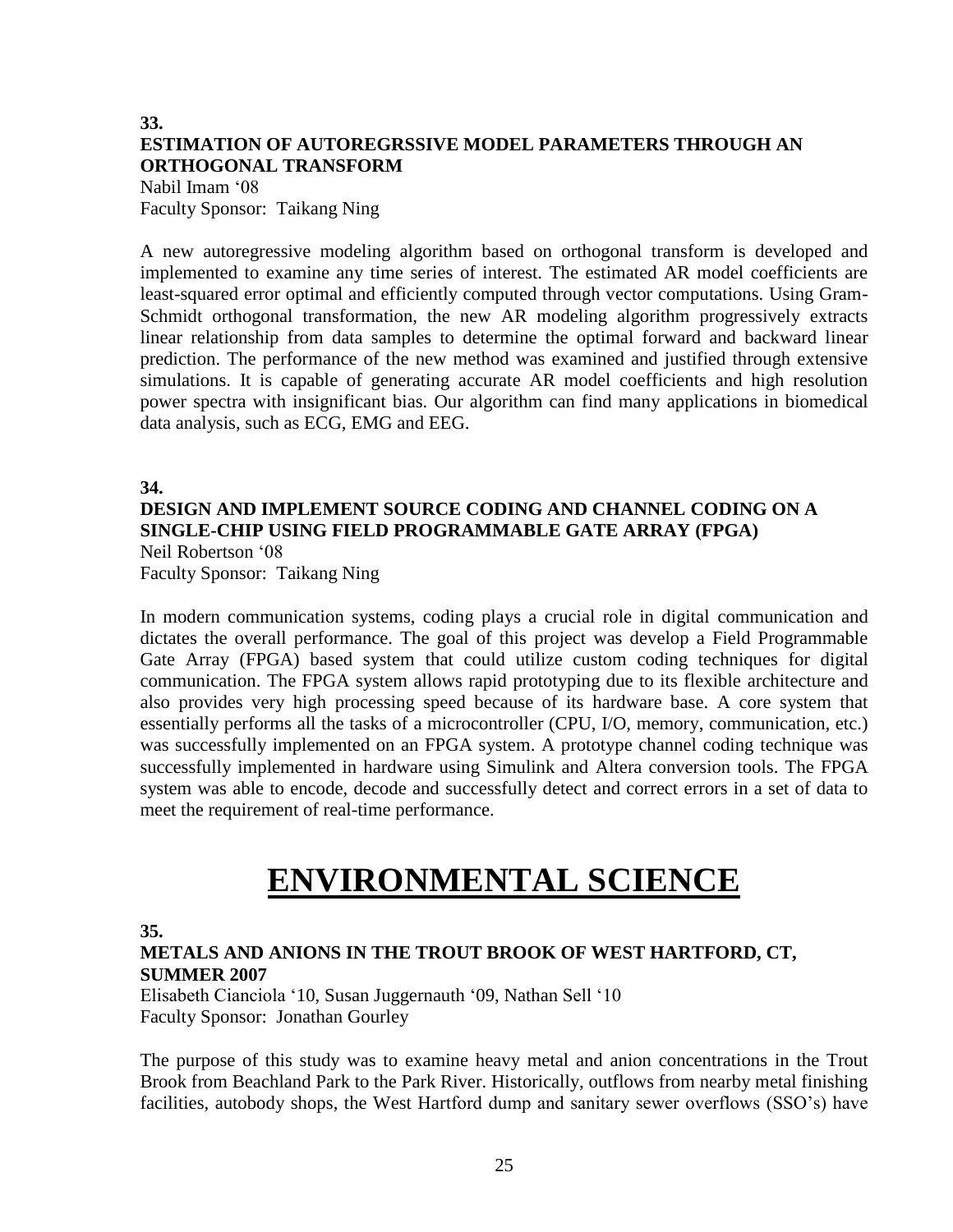**33.**

**ESTIMATION OF AUTOREGRSSIVE MODEL PARAMETERS THROUGH AN ORTHOGONAL TRANSFORM**

Nabil Imam '08
Faculty Sponsor: Taikang Ning

A new autoregressive modeling algorithm based on orthogonal transform is developed and implemented to examine any time series of interest. The estimated AR model coefficients are least-squared error optimal and efficiently computed through vector computations. Using Gram-Schmidt orthogonal transformation, the new AR modeling algorithm progressively extracts linear relationship from data samples to determine the optimal forward and backward linear prediction. The performance of the new method was examined and justified through extensive simulations. It is capable of generating accurate AR model coefficients and high resolution power spectra with insignificant bias. Our algorithm can find many applications in biomedical data analysis, such as ECG, EMG and EEG.

**34.**

**DESIGN AND IMPLEMENT SOURCE CODING AND CHANNEL CODING ON A SINGLE-CHIP USING FIELD PROGRAMMABLE GATE ARRAY (FPGA)**

Neil Robertson '08
Faculty Sponsor: Taikang Ning

In modern communication systems, coding plays a crucial role in digital communication and dictates the overall performance. The goal of this project was develop a Field Programmable Gate Array (FPGA) based system that could utilize custom coding techniques for digital communication. The FPGA system allows rapid prototyping due to its flexible architecture and also provides very high processing speed because of its hardware base. A core system that essentially performs all the tasks of a microcontroller (CPU, I/O, memory, communication, etc.) was successfully implemented on an FPGA system. A prototype channel coding technique was successfully implemented in hardware using Simulink and Altera conversion tools. The FPGA system was able to encode, decode and successfully detect and correct errors in a set of data to meet the requirement of real-time performance.

# ENVIRONMENTAL SCIENCE

**35.**

**METALS AND ANIONS IN THE TROUT BROOK OF WEST HARTFORD, CT, SUMMER 2007**

Elisabeth Cianciola '10, Susan Juggernauth '09, Nathan Sell '10
Faculty Sponsor: Jonathan Gourley

The purpose of this study was to examine heavy metal and anion concentrations in the Trout Brook from Beachland Park to the Park River. Historically, outflows from nearby metal finishing facilities, autobody shops, the West Hartford dump and sanitary sewer overflows (SSO's) have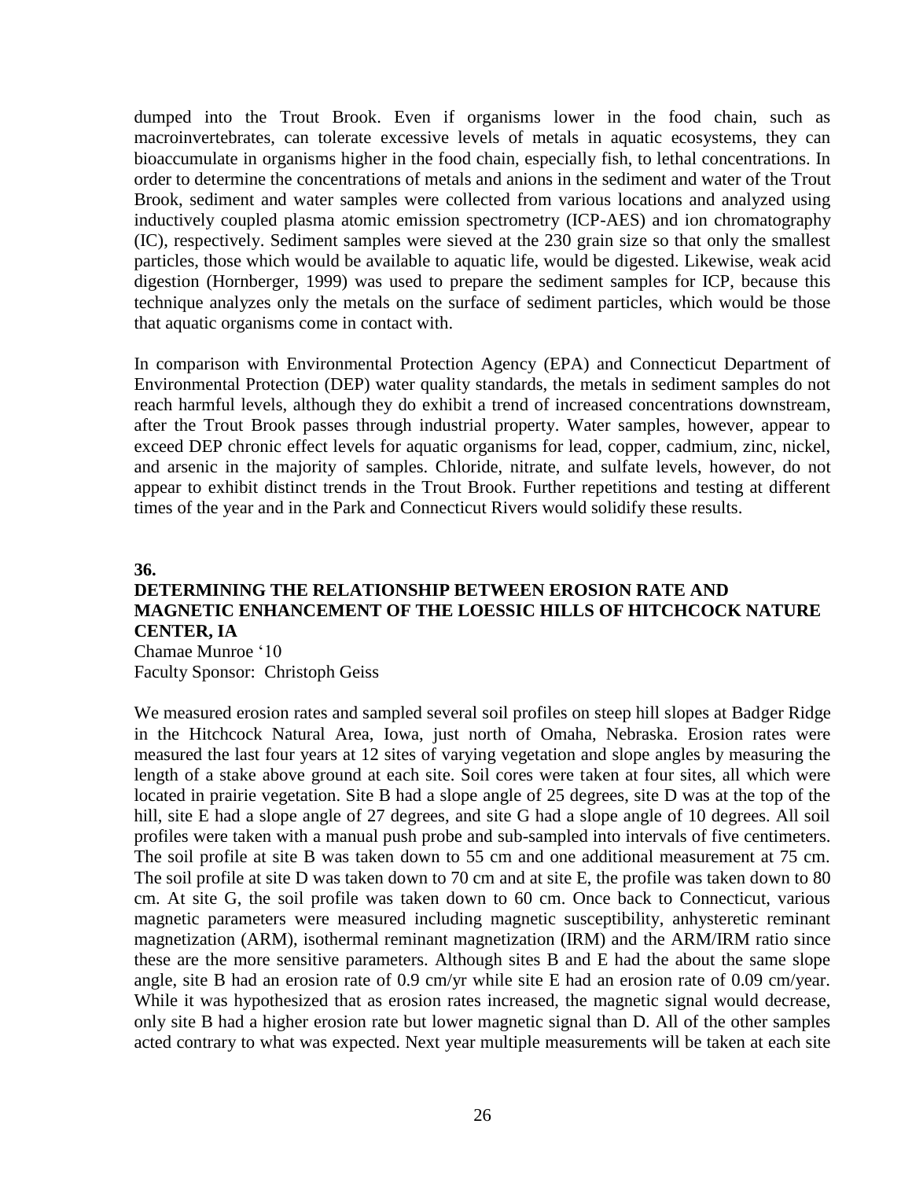dumped into the Trout Brook. Even if organisms lower in the food chain, such as macroinvertebrates, can tolerate excessive levels of metals in aquatic ecosystems, they can bioaccumulate in organisms higher in the food chain, especially fish, to lethal concentrations. In order to determine the concentrations of metals and anions in the sediment and water of the Trout Brook, sediment and water samples were collected from various locations and analyzed using inductively coupled plasma atomic emission spectrometry (ICP-AES) and ion chromatography (IC), respectively. Sediment samples were sieved at the 230 grain size so that only the smallest particles, those which would be available to aquatic life, would be digested. Likewise, weak acid digestion (Hornberger, 1999) was used to prepare the sediment samples for ICP, because this technique analyzes only the metals on the surface of sediment particles, which would be those that aquatic organisms come in contact with.

In comparison with Environmental Protection Agency (EPA) and Connecticut Department of Environmental Protection (DEP) water quality standards, the metals in sediment samples do not reach harmful levels, although they do exhibit a trend of increased concentrations downstream, after the Trout Brook passes through industrial property. Water samples, however, appear to exceed DEP chronic effect levels for aquatic organisms for lead, copper, cadmium, zinc, nickel, and arsenic in the majority of samples. Chloride, nitrate, and sulfate levels, however, do not appear to exhibit distinct trends in the Trout Brook. Further repetitions and testing at different times of the year and in the Park and Connecticut Rivers would solidify these results.

**36.**

## DETERMINING THE RELATIONSHIP BETWEEN EROSION RATE AND MAGNETIC ENHANCEMENT OF THE LOESSIC HILLS OF HITCHCOCK NATURE CENTER, IA

Chamae Munroe ‘10
Faculty Sponsor: Christoph Geiss

We measured erosion rates and sampled several soil profiles on steep hill slopes at Badger Ridge in the Hitchcock Natural Area, Iowa, just north of Omaha, Nebraska. Erosion rates were measured the last four years at 12 sites of varying vegetation and slope angles by measuring the length of a stake above ground at each site. Soil cores were taken at four sites, all which were located in prairie vegetation. Site B had a slope angle of 25 degrees, site D was at the top of the hill, site E had a slope angle of 27 degrees, and site G had a slope angle of 10 degrees. All soil profiles were taken with a manual push probe and sub-sampled into intervals of five centimeters. The soil profile at site B was taken down to 55 cm and one additional measurement at 75 cm. The soil profile at site D was taken down to 70 cm and at site E, the profile was taken down to 80 cm. At site G, the soil profile was taken down to 60 cm. Once back to Connecticut, various magnetic parameters were measured including magnetic susceptibility, anhysteretic reminant magnetization (ARM), isothermal reminant magnetization (IRM) and the ARM/IRM ratio since these are the more sensitive parameters. Although sites B and E had the about the same slope angle, site B had an erosion rate of 0.9 cm/yr while site E had an erosion rate of 0.09 cm/year. While it was hypothesized that as erosion rates increased, the magnetic signal would decrease, only site B had a higher erosion rate but lower magnetic signal than D. All of the other samples acted contrary to what was expected. Next year multiple measurements will be taken at each site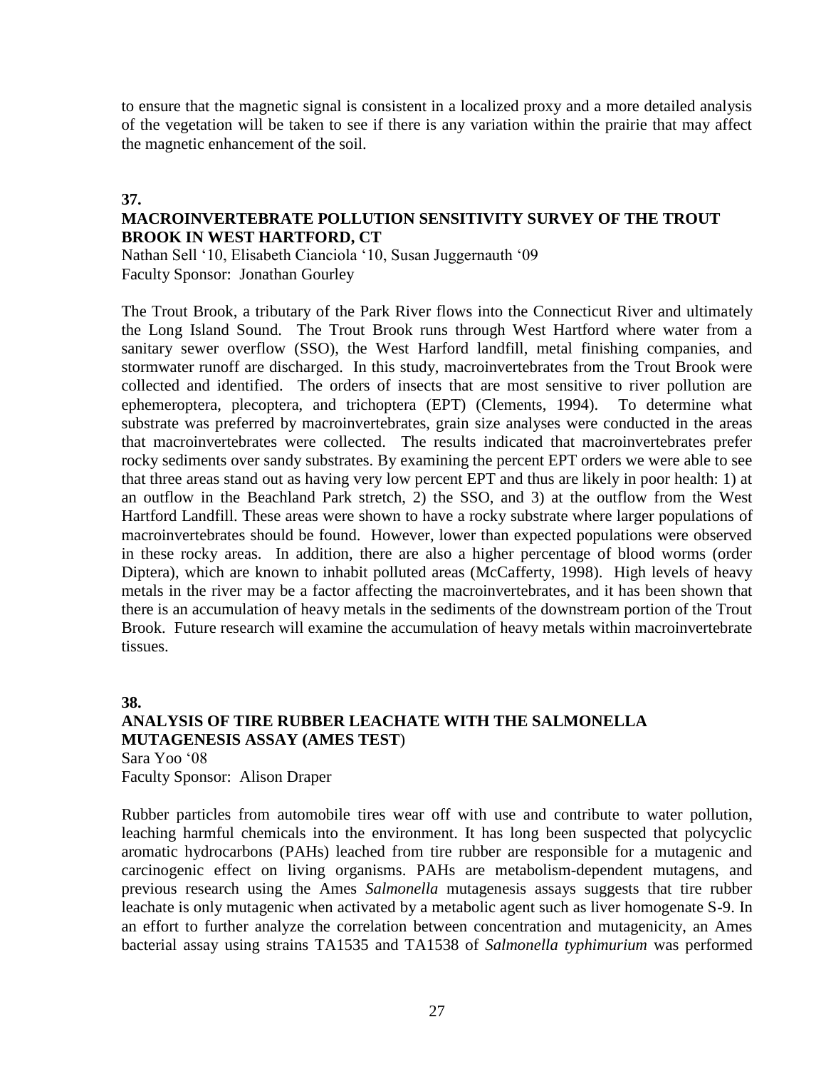to ensure that the magnetic signal is consistent in a localized proxy and a more detailed analysis of the vegetation will be taken to see if there is any variation within the prairie that may affect the magnetic enhancement of the soil.

**37.**

### MACROINVERTEBRATE POLLUTION SENSITIVITY SURVEY OF THE TROUT BROOK IN WEST HARTFORD, CT

Nathan Sell '10, Elisabeth Cianciola '10, Susan Juggernauth '09
Faculty Sponsor: Jonathan Gourley

The Trout Brook, a tributary of the Park River flows into the Connecticut River and ultimately the Long Island Sound. The Trout Brook runs through West Hartford where water from a sanitary sewer overflow (SSO), the West Harford landfill, metal finishing companies, and stormwater runoff are discharged. In this study, macroinvertebrates from the Trout Brook were collected and identified. The orders of insects that are most sensitive to river pollution are ephemeroptera, plecoptera, and trichoptera (EPT) (Clements, 1994). To determine what substrate was preferred by macroinvertebrates, grain size analyses were conducted in the areas that macroinvertebrates were collected. The results indicated that macroinvertebrates prefer rocky sediments over sandy substrates. By examining the percent EPT orders we were able to see that three areas stand out as having very low percent EPT and thus are likely in poor health: 1) at an outflow in the Beachland Park stretch, 2) the SSO, and 3) at the outflow from the West Hartford Landfill. These areas were shown to have a rocky substrate where larger populations of macroinvertebrates should be found. However, lower than expected populations were observed in these rocky areas. In addition, there are also a higher percentage of blood worms (order Diptera), which are known to inhabit polluted areas (McCafferty, 1998). High levels of heavy metals in the river may be a factor affecting the macroinvertebrates, and it has been shown that there is an accumulation of heavy metals in the sediments of the downstream portion of the Trout Brook. Future research will examine the accumulation of heavy metals within macroinvertebrate tissues.

**38.**

### ANALYSIS OF TIRE RUBBER LEACHATE WITH THE SALMONELLA MUTAGENESIS ASSAY (AMES TEST)

Sara Yoo '08
Faculty Sponsor: Alison Draper

Rubber particles from automobile tires wear off with use and contribute to water pollution, leaching harmful chemicals into the environment. It has long been suspected that polycyclic aromatic hydrocarbons (PAHs) leached from tire rubber are responsible for a mutagenic and carcinogenic effect on living organisms. PAHs are metabolism-dependent mutagens, and previous research using the Ames *Salmonella* mutagenesis assays suggests that tire rubber leachate is only mutagenic when activated by a metabolic agent such as liver homogenate S-9. In an effort to further analyze the correlation between concentration and mutagenicity, an Ames bacterial assay using strains TA1535 and TA1538 of *Salmonella typhimurium* was performed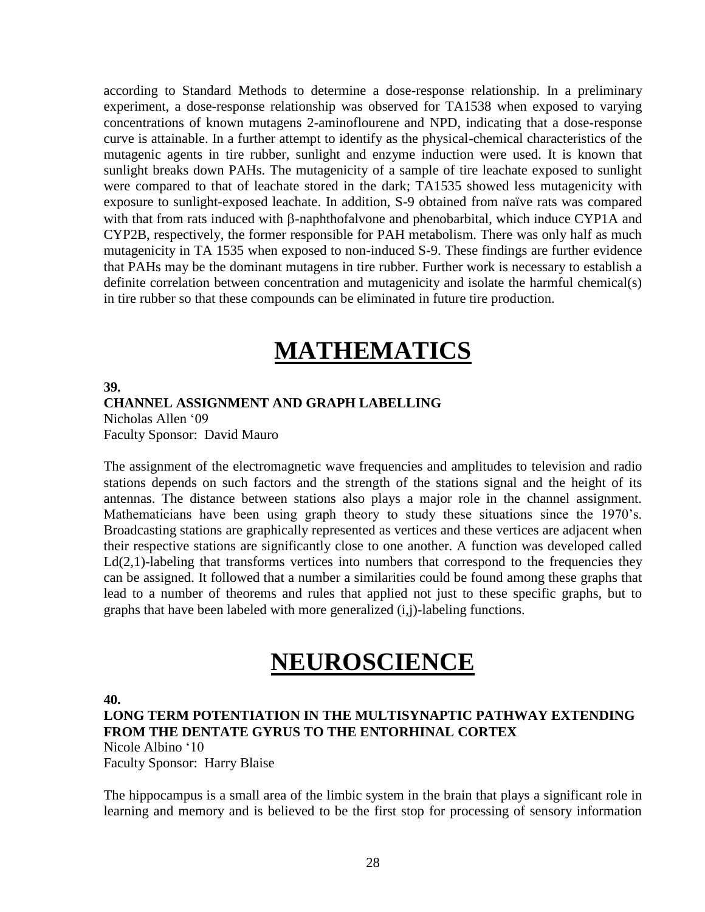according to Standard Methods to determine a dose-response relationship. In a preliminary experiment, a dose-response relationship was observed for TA1538 when exposed to varying concentrations of known mutagens 2-aminoflourene and NPD, indicating that a dose-response curve is attainable. In a further attempt to identify as the physical-chemical characteristics of the mutagenic agents in tire rubber, sunlight and enzyme induction were used. It is known that sunlight breaks down PAHs. The mutagenicity of a sample of tire leachate exposed to sunlight were compared to that of leachate stored in the dark; TA1535 showed less mutagenicity with exposure to sunlight-exposed leachate. In addition, S-9 obtained from naïve rats was compared with that from rats induced with β-naphthofalvone and phenobarbital, which induce CYP1A and CYP2B, respectively, the former responsible for PAH metabolism. There was only half as much mutagenicity in TA 1535 when exposed to non-induced S-9. These findings are further evidence that PAHs may be the dominant mutagens in tire rubber. Further work is necessary to establish a definite correlation between concentration and mutagenicity and isolate the harmful chemical(s) in tire rubber so that these compounds can be eliminated in future tire production.

# MATHEMATICS

**39.**

**CHANNEL ASSIGNMENT AND GRAPH LABELLING**

Nicholas Allen '09
Faculty Sponsor: David Mauro

The assignment of the electromagnetic wave frequencies and amplitudes to television and radio stations depends on such factors and the strength of the stations signal and the height of its antennas. The distance between stations also plays a major role in the channel assignment. Mathematicians have been using graph theory to study these situations since the 1970's. Broadcasting stations are graphically represented as vertices and these vertices are adjacent when their respective stations are significantly close to one another. A function was developed called Ld(2,1)-labeling that transforms vertices into numbers that correspond to the frequencies they can be assigned. It followed that a number a similarities could be found among these graphs that lead to a number of theorems and rules that applied not just to these specific graphs, but to graphs that have been labeled with more generalized (i,j)-labeling functions.

# NEUROSCIENCE

**40.**

**LONG TERM POTENTIATION IN THE MULTISYNAPTIC PATHWAY EXTENDING FROM THE DENTATE GYRUS TO THE ENTORHINAL CORTEX**

Nicole Albino '10
Faculty Sponsor: Harry Blaise

The hippocampus is a small area of the limbic system in the brain that plays a significant role in learning and memory and is believed to be the first stop for processing of sensory information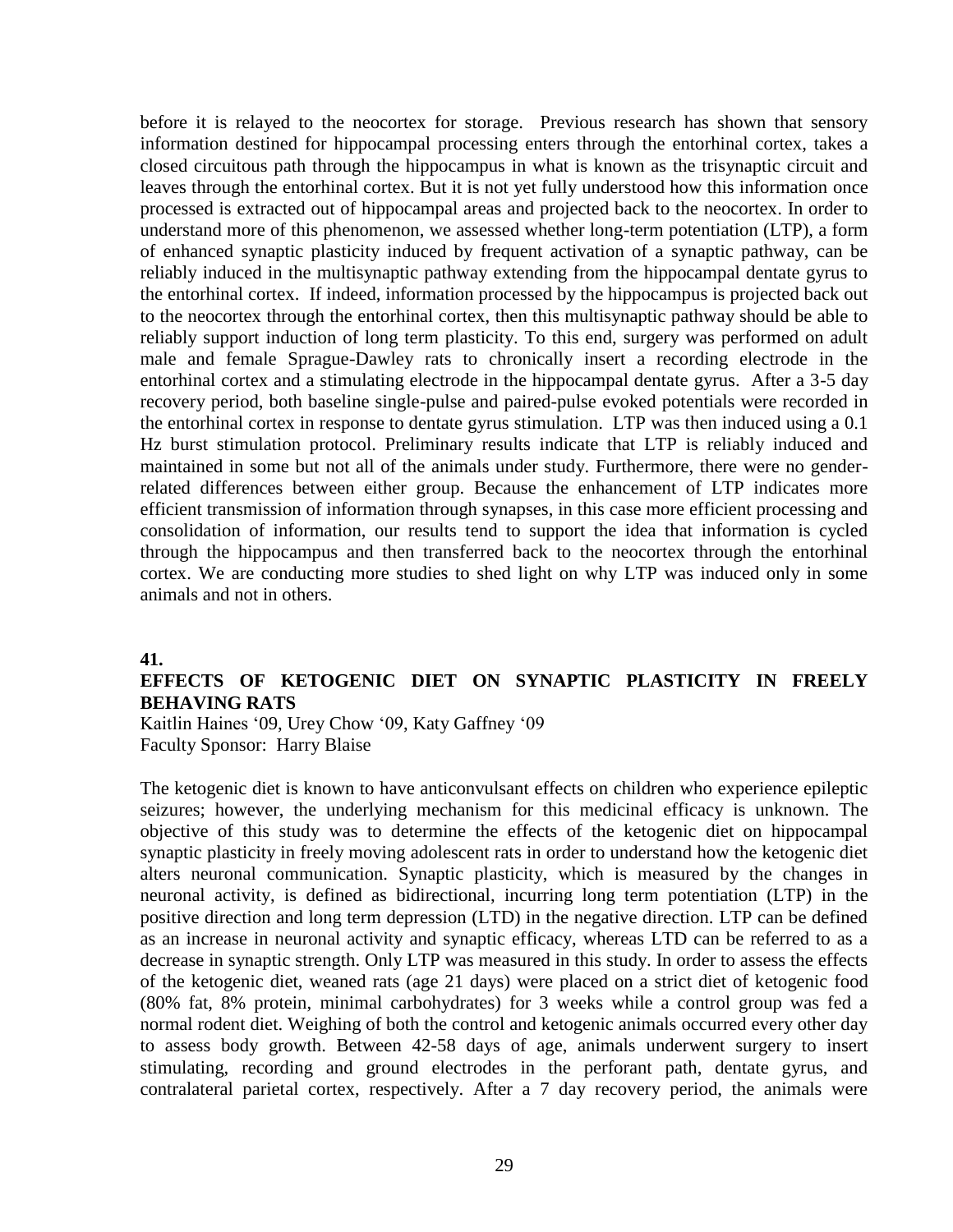before it is relayed to the neocortex for storage. Previous research has shown that sensory information destined for hippocampal processing enters through the entorhinal cortex, takes a closed circuitous path through the hippocampus in what is known as the trisynaptic circuit and leaves through the entorhinal cortex. But it is not yet fully understood how this information once processed is extracted out of hippocampal areas and projected back to the neocortex. In order to understand more of this phenomenon, we assessed whether long-term potentiation (LTP), a form of enhanced synaptic plasticity induced by frequent activation of a synaptic pathway, can be reliably induced in the multisynaptic pathway extending from the hippocampal dentate gyrus to the entorhinal cortex. If indeed, information processed by the hippocampus is projected back out to the neocortex through the entorhinal cortex, then this multisynaptic pathway should be able to reliably support induction of long term plasticity. To this end, surgery was performed on adult male and female Sprague-Dawley rats to chronically insert a recording electrode in the entorhinal cortex and a stimulating electrode in the hippocampal dentate gyrus. After a 3-5 day recovery period, both baseline single-pulse and paired-pulse evoked potentials were recorded in the entorhinal cortex in response to dentate gyrus stimulation. LTP was then induced using a 0.1 Hz burst stimulation protocol. Preliminary results indicate that LTP is reliably induced and maintained in some but not all of the animals under study. Furthermore, there were no gender-related differences between either group. Because the enhancement of LTP indicates more efficient transmission of information through synapses, in this case more efficient processing and consolidation of information, our results tend to support the idea that information is cycled through the hippocampus and then transferred back to the neocortex through the entorhinal cortex. We are conducting more studies to shed light on why LTP was induced only in some animals and not in others.

**41.**

**EFFECTS OF KETOGENIC DIET ON SYNAPTIC PLASTICITY IN FREELY BEHAVING RATS**

Kaitlin Haines '09, Urey Chow '09, Katy Gaffney '09
Faculty Sponsor: Harry Blaise

The ketogenic diet is known to have anticonvulsant effects on children who experience epileptic seizures; however, the underlying mechanism for this medicinal efficacy is unknown. The objective of this study was to determine the effects of the ketogenic diet on hippocampal synaptic plasticity in freely moving adolescent rats in order to understand how the ketogenic diet alters neuronal communication. Synaptic plasticity, which is measured by the changes in neuronal activity, is defined as bidirectional, incurring long term potentiation (LTP) in the positive direction and long term depression (LTD) in the negative direction. LTP can be defined as an increase in neuronal activity and synaptic efficacy, whereas LTD can be referred to as a decrease in synaptic strength. Only LTP was measured in this study. In order to assess the effects of the ketogenic diet, weaned rats (age 21 days) were placed on a strict diet of ketogenic food (80% fat, 8% protein, minimal carbohydrates) for 3 weeks while a control group was fed a normal rodent diet. Weighing of both the control and ketogenic animals occurred every other day to assess body growth. Between 42-58 days of age, animals underwent surgery to insert stimulating, recording and ground electrodes in the perforant path, dentate gyrus, and contralateral parietal cortex, respectively. After a 7 day recovery period, the animals were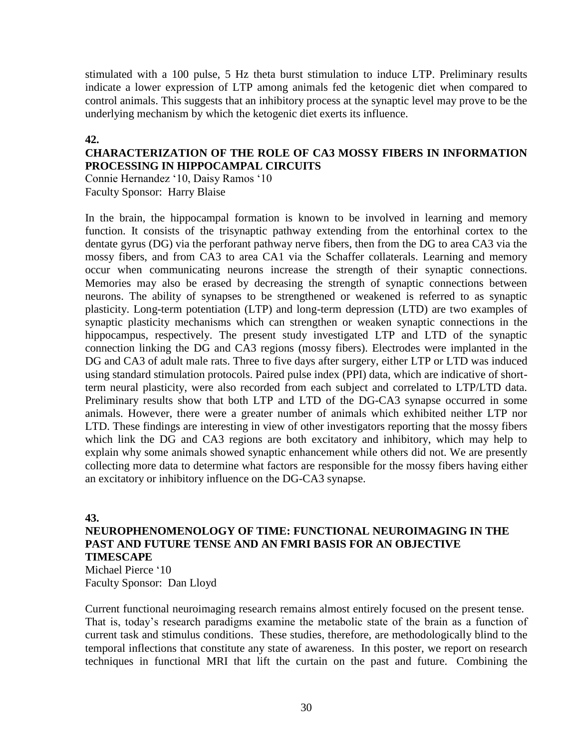stimulated with a 100 pulse, 5 Hz theta burst stimulation to induce LTP. Preliminary results indicate a lower expression of LTP among animals fed the ketogenic diet when compared to control animals. This suggests that an inhibitory process at the synaptic level may prove to be the underlying mechanism by which the ketogenic diet exerts its influence.

**42.**

**CHARACTERIZATION OF THE ROLE OF CA3 MOSSY FIBERS IN INFORMATION PROCESSING IN HIPPOCAMPAL CIRCUITS**

Connie Hernandez '10, Daisy Ramos '10
Faculty Sponsor: Harry Blaise

In the brain, the hippocampal formation is known to be involved in learning and memory function. It consists of the trisynaptic pathway extending from the entorhinal cortex to the dentate gyrus (DG) via the perforant pathway nerve fibers, then from the DG to area CA3 via the mossy fibers, and from CA3 to area CA1 via the Schaffer collaterals. Learning and memory occur when communicating neurons increase the strength of their synaptic connections. Memories may also be erased by decreasing the strength of synaptic connections between neurons. The ability of synapses to be strengthened or weakened is referred to as synaptic plasticity. Long-term potentiation (LTP) and long-term depression (LTD) are two examples of synaptic plasticity mechanisms which can strengthen or weaken synaptic connections in the hippocampus, respectively. The present study investigated LTP and LTD of the synaptic connection linking the DG and CA3 regions (mossy fibers). Electrodes were implanted in the DG and CA3 of adult male rats. Three to five days after surgery, either LTP or LTD was induced using standard stimulation protocols. Paired pulse index (PPI) data, which are indicative of short-term neural plasticity, were also recorded from each subject and correlated to LTP/LTD data. Preliminary results show that both LTP and LTD of the DG-CA3 synapse occurred in some animals. However, there were a greater number of animals which exhibited neither LTP nor LTD. These findings are interesting in view of other investigators reporting that the mossy fibers which link the DG and CA3 regions are both excitatory and inhibitory, which may help to explain why some animals showed synaptic enhancement while others did not. We are presently collecting more data to determine what factors are responsible for the mossy fibers having either an excitatory or inhibitory influence on the DG-CA3 synapse.

**43.**

**NEUROPHENOMENOLOGY OF TIME: FUNCTIONAL NEUROIMAGING IN THE PAST AND FUTURE TENSE AND AN FMRI BASIS FOR AN OBJECTIVE TIMESCAPE**

Michael Pierce '10
Faculty Sponsor: Dan Lloyd

Current functional neuroimaging research remains almost entirely focused on the present tense. That is, today's research paradigms examine the metabolic state of the brain as a function of current task and stimulus conditions. These studies, therefore, are methodologically blind to the temporal inflections that constitute any state of awareness. In this poster, we report on research techniques in functional MRI that lift the curtain on the past and future. Combining the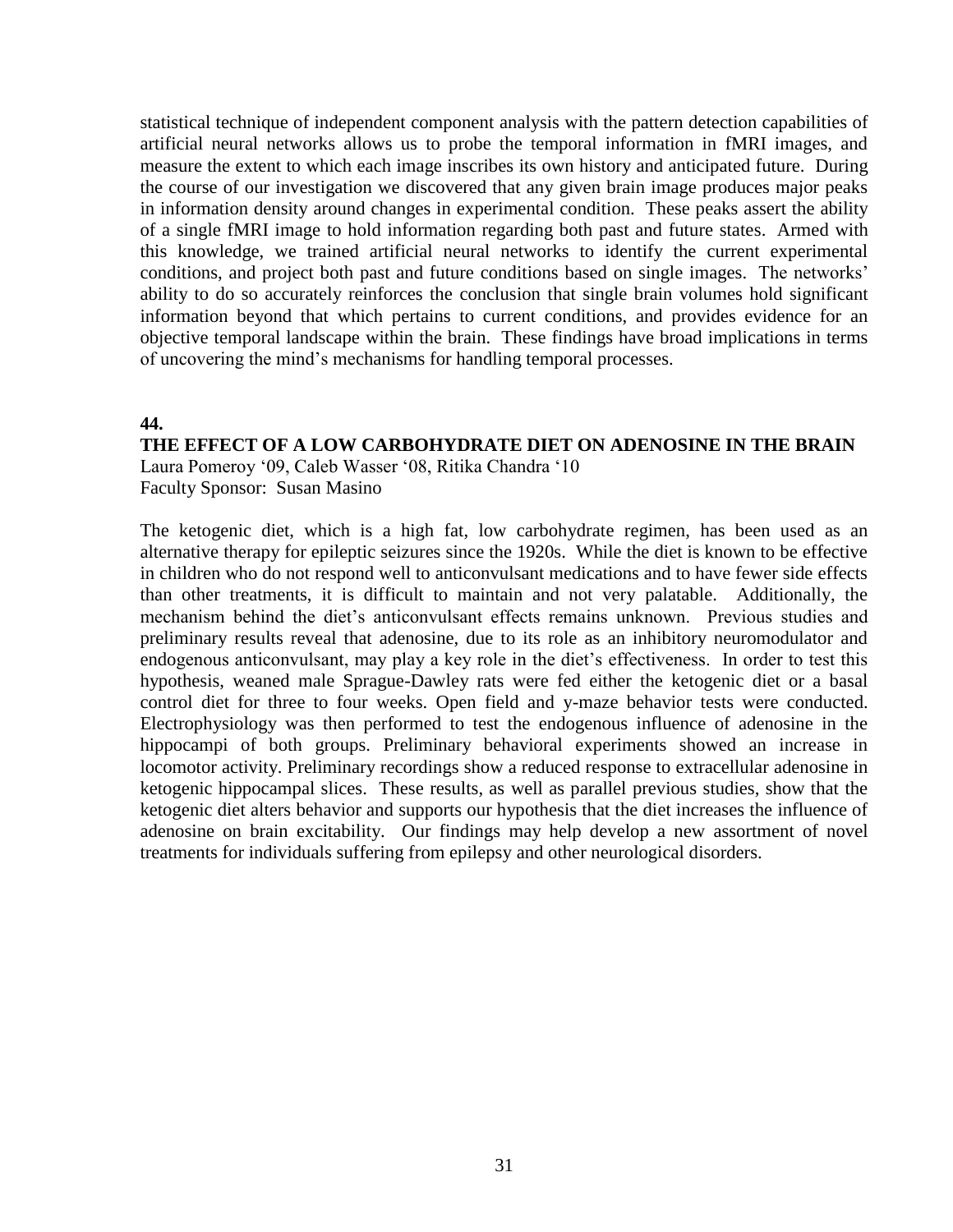statistical technique of independent component analysis with the pattern detection capabilities of artificial neural networks allows us to probe the temporal information in fMRI images, and measure the extent to which each image inscribes its own history and anticipated future. During the course of our investigation we discovered that any given brain image produces major peaks in information density around changes in experimental condition. These peaks assert the ability of a single fMRI image to hold information regarding both past and future states. Armed with this knowledge, we trained artificial neural networks to identify the current experimental conditions, and project both past and future conditions based on single images. The networks' ability to do so accurately reinforces the conclusion that single brain volumes hold significant information beyond that which pertains to current conditions, and provides evidence for an objective temporal landscape within the brain. These findings have broad implications in terms of uncovering the mind's mechanisms for handling temporal processes.

**44.**

**THE EFFECT OF A LOW CARBOHYDRATE DIET ON ADENOSINE IN THE BRAIN**

Laura Pomeroy '09, Caleb Wasser '08, Ritika Chandra '10
Faculty Sponsor: Susan Masino

The ketogenic diet, which is a high fat, low carbohydrate regimen, has been used as an alternative therapy for epileptic seizures since the 1920s. While the diet is known to be effective in children who do not respond well to anticonvulsant medications and to have fewer side effects than other treatments, it is difficult to maintain and not very palatable. Additionally, the mechanism behind the diet's anticonvulsant effects remains unknown. Previous studies and preliminary results reveal that adenosine, due to its role as an inhibitory neuromodulator and endogenous anticonvulsant, may play a key role in the diet's effectiveness. In order to test this hypothesis, weaned male Sprague-Dawley rats were fed either the ketogenic diet or a basal control diet for three to four weeks. Open field and y-maze behavior tests were conducted. Electrophysiology was then performed to test the endogenous influence of adenosine in the hippocampi of both groups. Preliminary behavioral experiments showed an increase in locomotor activity. Preliminary recordings show a reduced response to extracellular adenosine in ketogenic hippocampal slices. These results, as well as parallel previous studies, show that the ketogenic diet alters behavior and supports our hypothesis that the diet increases the influence of adenosine on brain excitability. Our findings may help develop a new assortment of novel treatments for individuals suffering from epilepsy and other neurological disorders.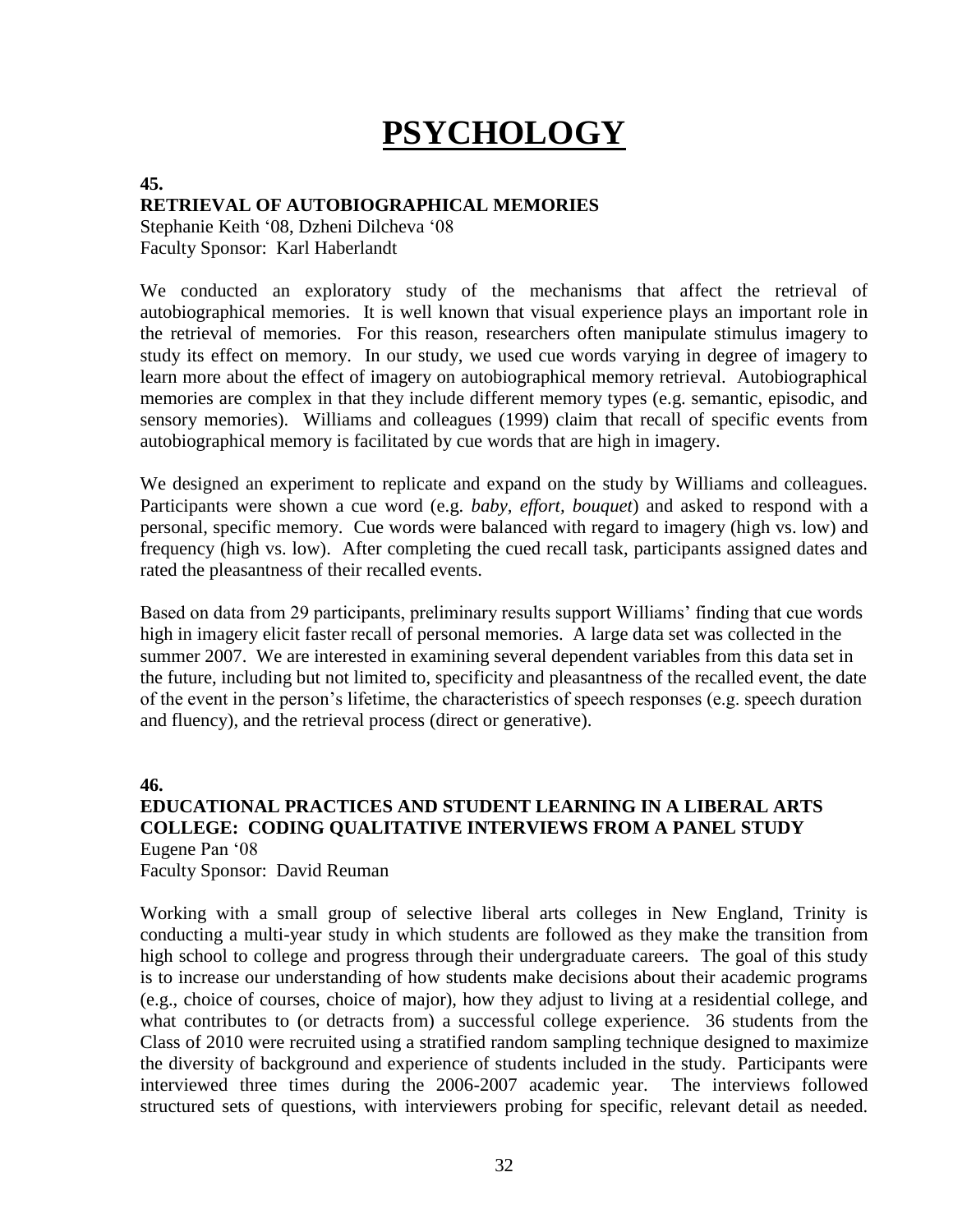# PSYCHOLOGY

**45.**

**RETRIEVAL OF AUTOBIOGRAPHICAL MEMORIES**

Stephanie Keith '08, Dzheni Dilcheva '08

Faculty Sponsor: Karl Haberlandt

We conducted an exploratory study of the mechanisms that affect the retrieval of autobiographical memories. It is well known that visual experience plays an important role in the retrieval of memories. For this reason, researchers often manipulate stimulus imagery to study its effect on memory. In our study, we used cue words varying in degree of imagery to learn more about the effect of imagery on autobiographical memory retrieval. Autobiographical memories are complex in that they include different memory types (e.g. semantic, episodic, and sensory memories). Williams and colleagues (1999) claim that recall of specific events from autobiographical memory is facilitated by cue words that are high in imagery.

We designed an experiment to replicate and expand on the study by Williams and colleagues. Participants were shown a cue word (e.g. *baby, effort, bouquet*) and asked to respond with a personal, specific memory. Cue words were balanced with regard to imagery (high vs. low) and frequency (high vs. low). After completing the cued recall task, participants assigned dates and rated the pleasantness of their recalled events.

Based on data from 29 participants, preliminary results support Williams' finding that cue words high in imagery elicit faster recall of personal memories. A large data set was collected in the summer 2007. We are interested in examining several dependent variables from this data set in the future, including but not limited to, specificity and pleasantness of the recalled event, the date of the event in the person's lifetime, the characteristics of speech responses (e.g. speech duration and fluency), and the retrieval process (direct or generative).

**46.**

**EDUCATIONAL PRACTICES AND STUDENT LEARNING IN A LIBERAL ARTS COLLEGE: CODING QUALITATIVE INTERVIEWS FROM A PANEL STUDY**

Eugene Pan '08

Faculty Sponsor: David Reuman

Working with a small group of selective liberal arts colleges in New England, Trinity is conducting a multi-year study in which students are followed as they make the transition from high school to college and progress through their undergraduate careers. The goal of this study is to increase our understanding of how students make decisions about their academic programs (e.g., choice of courses, choice of major), how they adjust to living at a residential college, and what contributes to (or detracts from) a successful college experience. 36 students from the Class of 2010 were recruited using a stratified random sampling technique designed to maximize the diversity of background and experience of students included in the study. Participants were interviewed three times during the 2006-2007 academic year. The interviews followed structured sets of questions, with interviewers probing for specific, relevant detail as needed.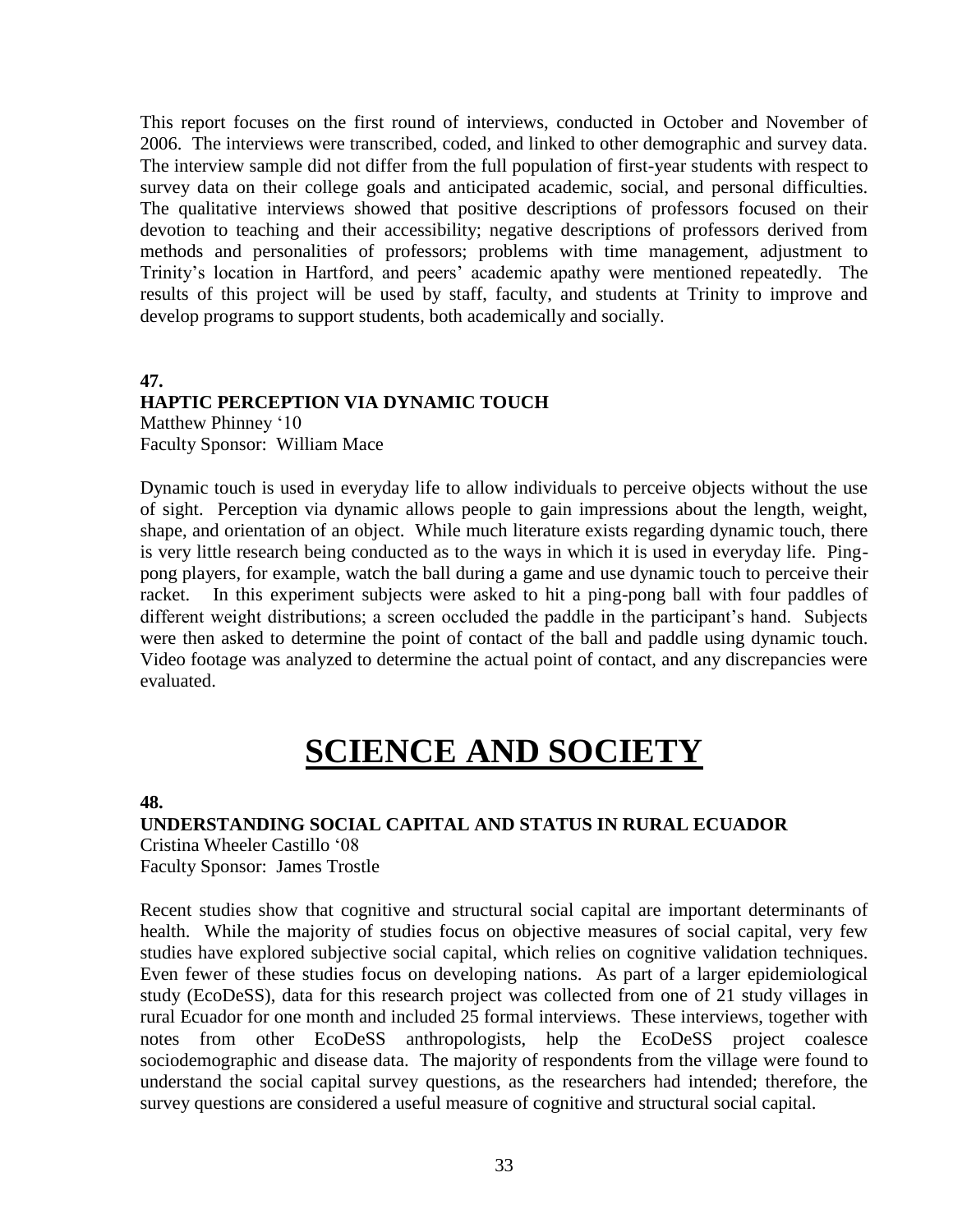This report focuses on the first round of interviews, conducted in October and November of 2006. The interviews were transcribed, coded, and linked to other demographic and survey data. The interview sample did not differ from the full population of first-year students with respect to survey data on their college goals and anticipated academic, social, and personal difficulties. The qualitative interviews showed that positive descriptions of professors focused on their devotion to teaching and their accessibility; negative descriptions of professors derived from methods and personalities of professors; problems with time management, adjustment to Trinity's location in Hartford, and peers' academic apathy were mentioned repeatedly. The results of this project will be used by staff, faculty, and students at Trinity to improve and develop programs to support students, both academically and socially.

**47.**

### HAPTIC PERCEPTION VIA DYNAMIC TOUCH

Matthew Phinney '10
Faculty Sponsor: William Mace

Dynamic touch is used in everyday life to allow individuals to perceive objects without the use of sight. Perception via dynamic allows people to gain impressions about the length, weight, shape, and orientation of an object. While much literature exists regarding dynamic touch, there is very little research being conducted as to the ways in which it is used in everyday life. Ping-pong players, for example, watch the ball during a game and use dynamic touch to perceive their racket. In this experiment subjects were asked to hit a ping-pong ball with four paddles of different weight distributions; a screen occluded the paddle in the participant's hand. Subjects were then asked to determine the point of contact of the ball and paddle using dynamic touch. Video footage was analyzed to determine the actual point of contact, and any discrepancies were evaluated.

# SCIENCE AND SOCIETY

**48.**

### UNDERSTANDING SOCIAL CAPITAL AND STATUS IN RURAL ECUADOR

Cristina Wheeler Castillo '08
Faculty Sponsor: James Trostle

Recent studies show that cognitive and structural social capital are important determinants of health. While the majority of studies focus on objective measures of social capital, very few studies have explored subjective social capital, which relies on cognitive validation techniques. Even fewer of these studies focus on developing nations. As part of a larger epidemiological study (EcoDeSS), data for this research project was collected from one of 21 study villages in rural Ecuador for one month and included 25 formal interviews. These interviews, together with notes from other EcoDeSS anthropologists, help the EcoDeSS project coalesce sociodemographic and disease data. The majority of respondents from the village were found to understand the social capital survey questions, as the researchers had intended; therefore, the survey questions are considered a useful measure of cognitive and structural social capital.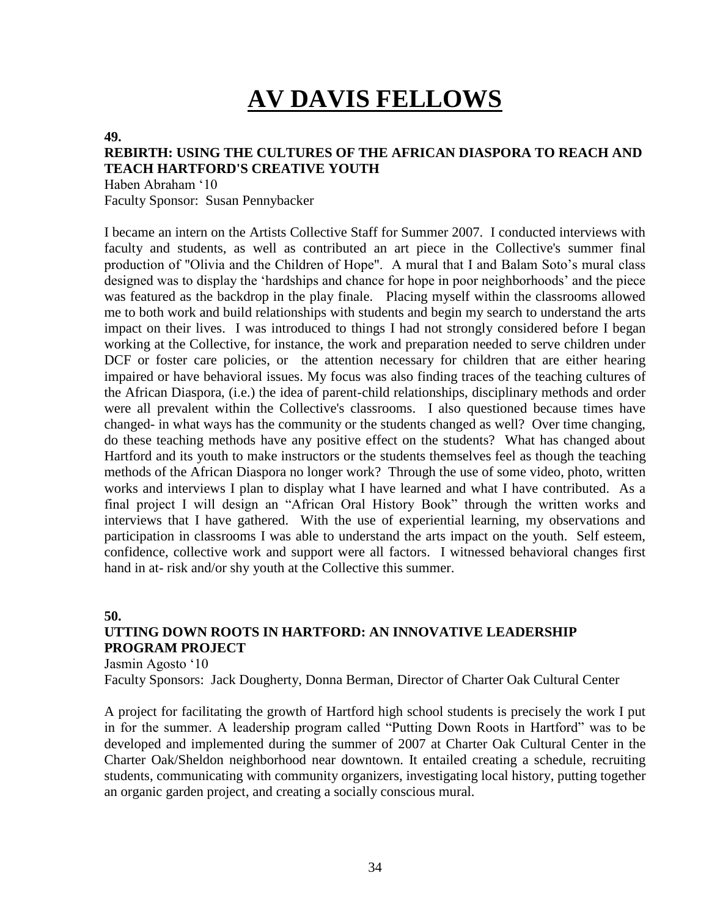# AV DAVIS FELLOWS

**49.**

**REBIRTH: USING THE CULTURES OF THE AFRICAN DIASPORA TO REACH AND TEACH HARTFORD'S CREATIVE YOUTH**

Haben Abraham '10
Faculty Sponsor: Susan Pennybacker

I became an intern on the Artists Collective Staff for Summer 2007. I conducted interviews with faculty and students, as well as contributed an art piece in the Collective's summer final production of "Olivia and the Children of Hope". A mural that I and Balam Soto's mural class designed was to display the 'hardships and chance for hope in poor neighborhoods' and the piece was featured as the backdrop in the play finale. Placing myself within the classrooms allowed me to both work and build relationships with students and begin my search to understand the arts impact on their lives. I was introduced to things I had not strongly considered before I began working at the Collective, for instance, the work and preparation needed to serve children under DCF or foster care policies, or the attention necessary for children that are either hearing impaired or have behavioral issues. My focus was also finding traces of the teaching cultures of the African Diaspora, (i.e.) the idea of parent-child relationships, disciplinary methods and order were all prevalent within the Collective's classrooms. I also questioned because times have changed- in what ways has the community or the students changed as well? Over time changing, do these teaching methods have any positive effect on the students? What has changed about Hartford and its youth to make instructors or the students themselves feel as though the teaching methods of the African Diaspora no longer work? Through the use of some video, photo, written works and interviews I plan to display what I have learned and what I have contributed. As a final project I will design an "African Oral History Book" through the written works and interviews that I have gathered. With the use of experiential learning, my observations and participation in classrooms I was able to understand the arts impact on the youth. Self esteem, confidence, collective work and support were all factors. I witnessed behavioral changes first hand in at- risk and/or shy youth at the Collective this summer.

**50.**

**UTTING DOWN ROOTS IN HARTFORD: AN INNOVATIVE LEADERSHIP PROGRAM PROJECT**

Jasmin Agosto '10
Faculty Sponsors: Jack Dougherty, Donna Berman, Director of Charter Oak Cultural Center

A project for facilitating the growth of Hartford high school students is precisely the work I put in for the summer. A leadership program called "Putting Down Roots in Hartford" was to be developed and implemented during the summer of 2007 at Charter Oak Cultural Center in the Charter Oak/Sheldon neighborhood near downtown. It entailed creating a schedule, recruiting students, communicating with community organizers, investigating local history, putting together an organic garden project, and creating a socially conscious mural.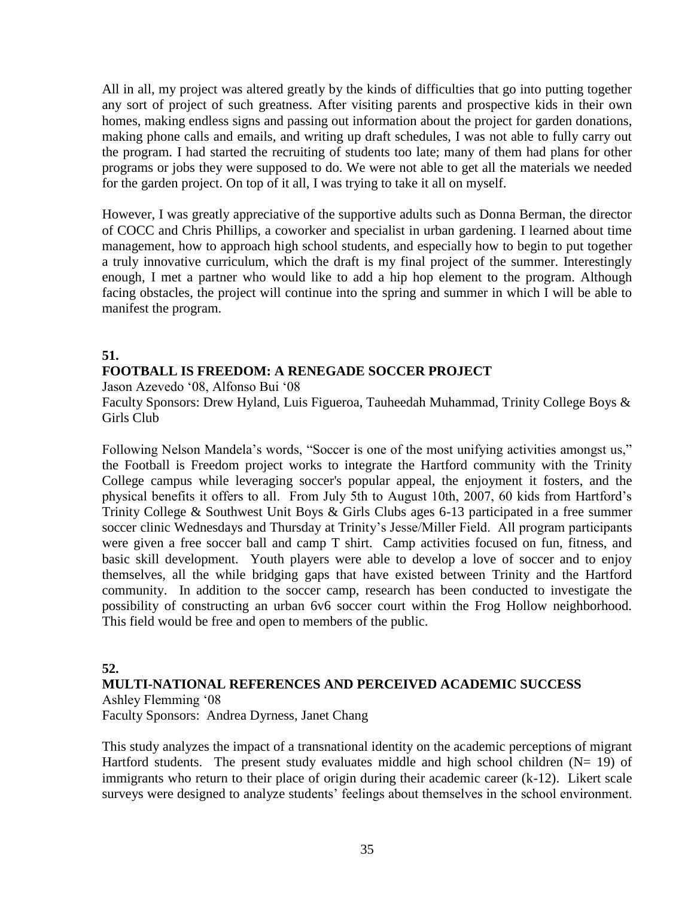All in all, my project was altered greatly by the kinds of difficulties that go into putting together any sort of project of such greatness. After visiting parents and prospective kids in their own homes, making endless signs and passing out information about the project for garden donations, making phone calls and emails, and writing up draft schedules, I was not able to fully carry out the program. I had started the recruiting of students too late; many of them had plans for other programs or jobs they were supposed to do. We were not able to get all the materials we needed for the garden project. On top of it all, I was trying to take it all on myself.

However, I was greatly appreciative of the supportive adults such as Donna Berman, the director of COCC and Chris Phillips, a coworker and specialist in urban gardening. I learned about time management, how to approach high school students, and especially how to begin to put together a truly innovative curriculum, which the draft is my final project of the summer. Interestingly enough, I met a partner who would like to add a hip hop element to the program. Although facing obstacles, the project will continue into the spring and summer in which I will be able to manifest the program.

**51.**

**FOOTBALL IS FREEDOM: A RENEGADE SOCCER PROJECT**

Jason Azevedo '08, Alfonso Bui '08

Faculty Sponsors: Drew Hyland, Luis Figueroa, Tauheedah Muhammad, Trinity College Boys & Girls Club

Following Nelson Mandela's words, "Soccer is one of the most unifying activities amongst us," the Football is Freedom project works to integrate the Hartford community with the Trinity College campus while leveraging soccer's popular appeal, the enjoyment it fosters, and the physical benefits it offers to all. From July 5th to August 10th, 2007, 60 kids from Hartford's Trinity College & Southwest Unit Boys & Girls Clubs ages 6-13 participated in a free summer soccer clinic Wednesdays and Thursday at Trinity's Jesse/Miller Field. All program participants were given a free soccer ball and camp T shirt. Camp activities focused on fun, fitness, and basic skill development. Youth players were able to develop a love of soccer and to enjoy themselves, all the while bridging gaps that have existed between Trinity and the Hartford community. In addition to the soccer camp, research has been conducted to investigate the possibility of constructing an urban 6v6 soccer court within the Frog Hollow neighborhood. This field would be free and open to members of the public.

**52.**

**MULTI-NATIONAL REFERENCES AND PERCEIVED ACADEMIC SUCCESS**

Ashley Flemming '08

Faculty Sponsors: Andrea Dyrness, Janet Chang

This study analyzes the impact of a transnational identity on the academic perceptions of migrant Hartford students. The present study evaluates middle and high school children (N= 19) of immigrants who return to their place of origin during their academic career (k-12). Likert scale surveys were designed to analyze students' feelings about themselves in the school environment.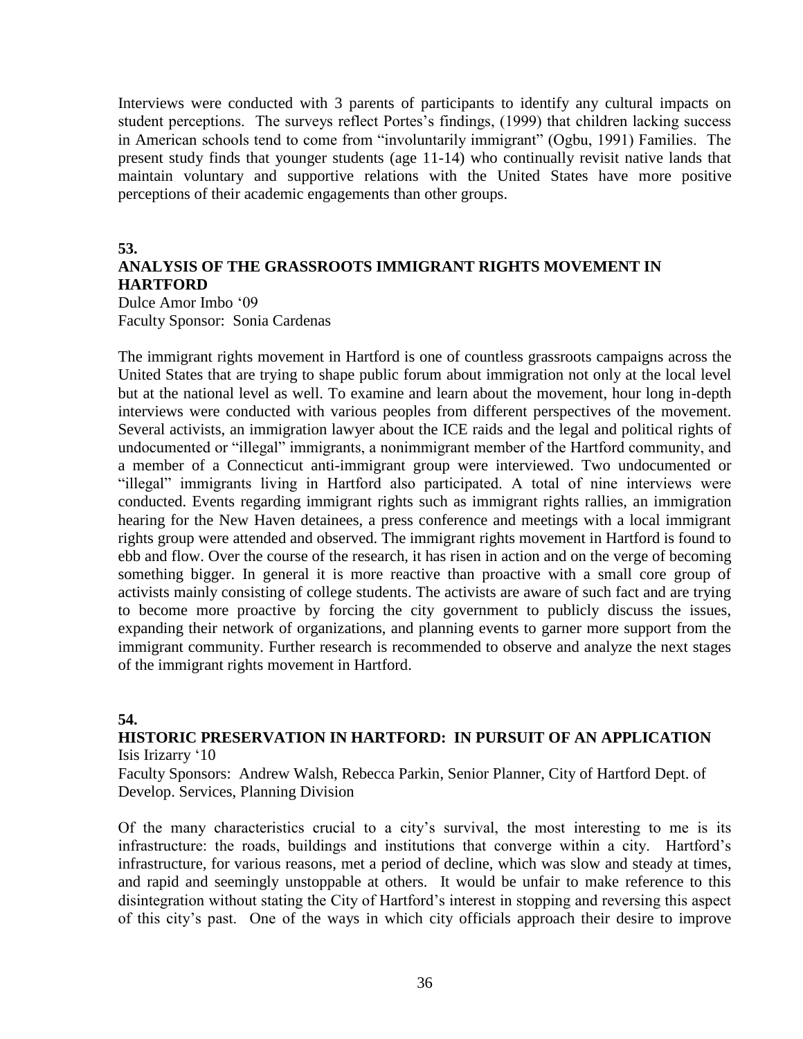Interviews were conducted with 3 parents of participants to identify any cultural impacts on student perceptions. The surveys reflect Portes's findings, (1999) that children lacking success in American schools tend to come from "involuntarily immigrant" (Ogbu, 1991) Families. The present study finds that younger students (age 11-14) who continually revisit native lands that maintain voluntary and supportive relations with the United States have more positive perceptions of their academic engagements than other groups.

**53.**

**ANALYSIS OF THE GRASSROOTS IMMIGRANT RIGHTS MOVEMENT IN HARTFORD**

Dulce Amor Imbo '09
Faculty Sponsor: Sonia Cardenas

The immigrant rights movement in Hartford is one of countless grassroots campaigns across the United States that are trying to shape public forum about immigration not only at the local level but at the national level as well. To examine and learn about the movement, hour long in-depth interviews were conducted with various peoples from different perspectives of the movement. Several activists, an immigration lawyer about the ICE raids and the legal and political rights of undocumented or "illegal" immigrants, a nonimmigrant member of the Hartford community, and a member of a Connecticut anti-immigrant group were interviewed. Two undocumented or "illegal" immigrants living in Hartford also participated. A total of nine interviews were conducted. Events regarding immigrant rights such as immigrant rights rallies, an immigration hearing for the New Haven detainees, a press conference and meetings with a local immigrant rights group were attended and observed. The immigrant rights movement in Hartford is found to ebb and flow. Over the course of the research, it has risen in action and on the verge of becoming something bigger. In general it is more reactive than proactive with a small core group of activists mainly consisting of college students. The activists are aware of such fact and are trying to become more proactive by forcing the city government to publicly discuss the issues, expanding their network of organizations, and planning events to garner more support from the immigrant community. Further research is recommended to observe and analyze the next stages of the immigrant rights movement in Hartford.

**54.**

**HISTORIC PRESERVATION IN HARTFORD: IN PURSUIT OF AN APPLICATION**

Isis Irizarry '10
Faculty Sponsors: Andrew Walsh, Rebecca Parkin, Senior Planner, City of Hartford Dept. of Develop. Services, Planning Division

Of the many characteristics crucial to a city's survival, the most interesting to me is its infrastructure: the roads, buildings and institutions that converge within a city. Hartford's infrastructure, for various reasons, met a period of decline, which was slow and steady at times, and rapid and seemingly unstoppable at others. It would be unfair to make reference to this disintegration without stating the City of Hartford's interest in stopping and reversing this aspect of this city's past. One of the ways in which city officials approach their desire to improve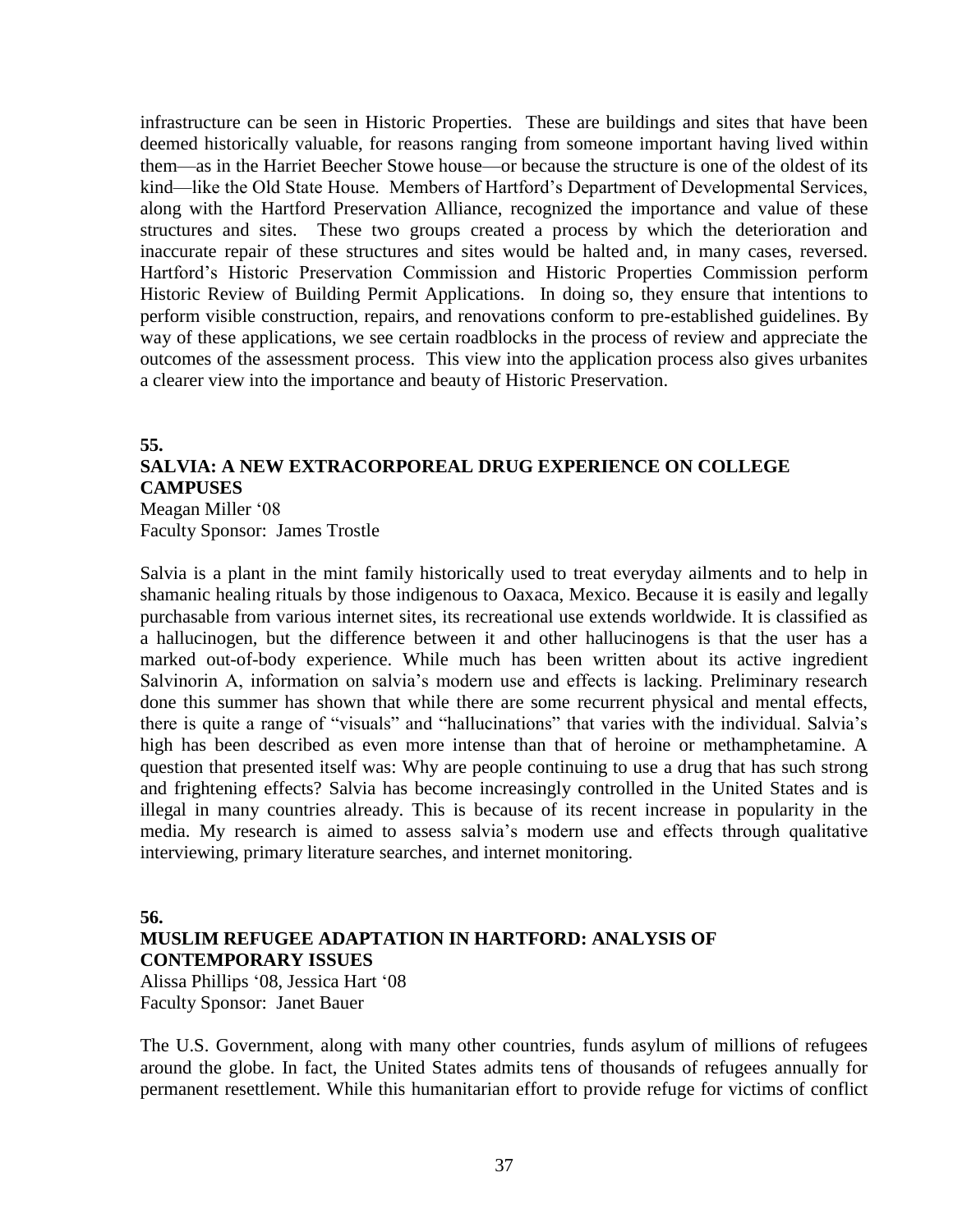infrastructure can be seen in Historic Properties. These are buildings and sites that have been deemed historically valuable, for reasons ranging from someone important having lived within them—as in the Harriet Beecher Stowe house—or because the structure is one of the oldest of its kind—like the Old State House. Members of Hartford's Department of Developmental Services, along with the Hartford Preservation Alliance, recognized the importance and value of these structures and sites. These two groups created a process by which the deterioration and inaccurate repair of these structures and sites would be halted and, in many cases, reversed. Hartford's Historic Preservation Commission and Historic Properties Commission perform Historic Review of Building Permit Applications. In doing so, they ensure that intentions to perform visible construction, repairs, and renovations conform to pre-established guidelines. By way of these applications, we see certain roadblocks in the process of review and appreciate the outcomes of the assessment process. This view into the application process also gives urbanites a clearer view into the importance and beauty of Historic Preservation.

**55.**

**SALVIA: A NEW EXTRACORPOREAL DRUG EXPERIENCE ON COLLEGE CAMPUSES**

Meagan Miller '08
Faculty Sponsor: James Trostle

Salvia is a plant in the mint family historically used to treat everyday ailments and to help in shamanic healing rituals by those indigenous to Oaxaca, Mexico. Because it is easily and legally purchasable from various internet sites, its recreational use extends worldwide. It is classified as a hallucinogen, but the difference between it and other hallucinogens is that the user has a marked out-of-body experience. While much has been written about its active ingredient Salvinorin A, information on salvia's modern use and effects is lacking. Preliminary research done this summer has shown that while there are some recurrent physical and mental effects, there is quite a range of "visuals" and "hallucinations" that varies with the individual. Salvia's high has been described as even more intense than that of heroine or methamphetamine. A question that presented itself was: Why are people continuing to use a drug that has such strong and frightening effects? Salvia has become increasingly controlled in the United States and is illegal in many countries already. This is because of its recent increase in popularity in the media. My research is aimed to assess salvia's modern use and effects through qualitative interviewing, primary literature searches, and internet monitoring.

**56.**

**MUSLIM REFUGEE ADAPTATION IN HARTFORD: ANALYSIS OF CONTEMPORARY ISSUES**

Alissa Phillips '08, Jessica Hart '08
Faculty Sponsor: Janet Bauer

The U.S. Government, along with many other countries, funds asylum of millions of refugees around the globe. In fact, the United States admits tens of thousands of refugees annually for permanent resettlement. While this humanitarian effort to provide refuge for victims of conflict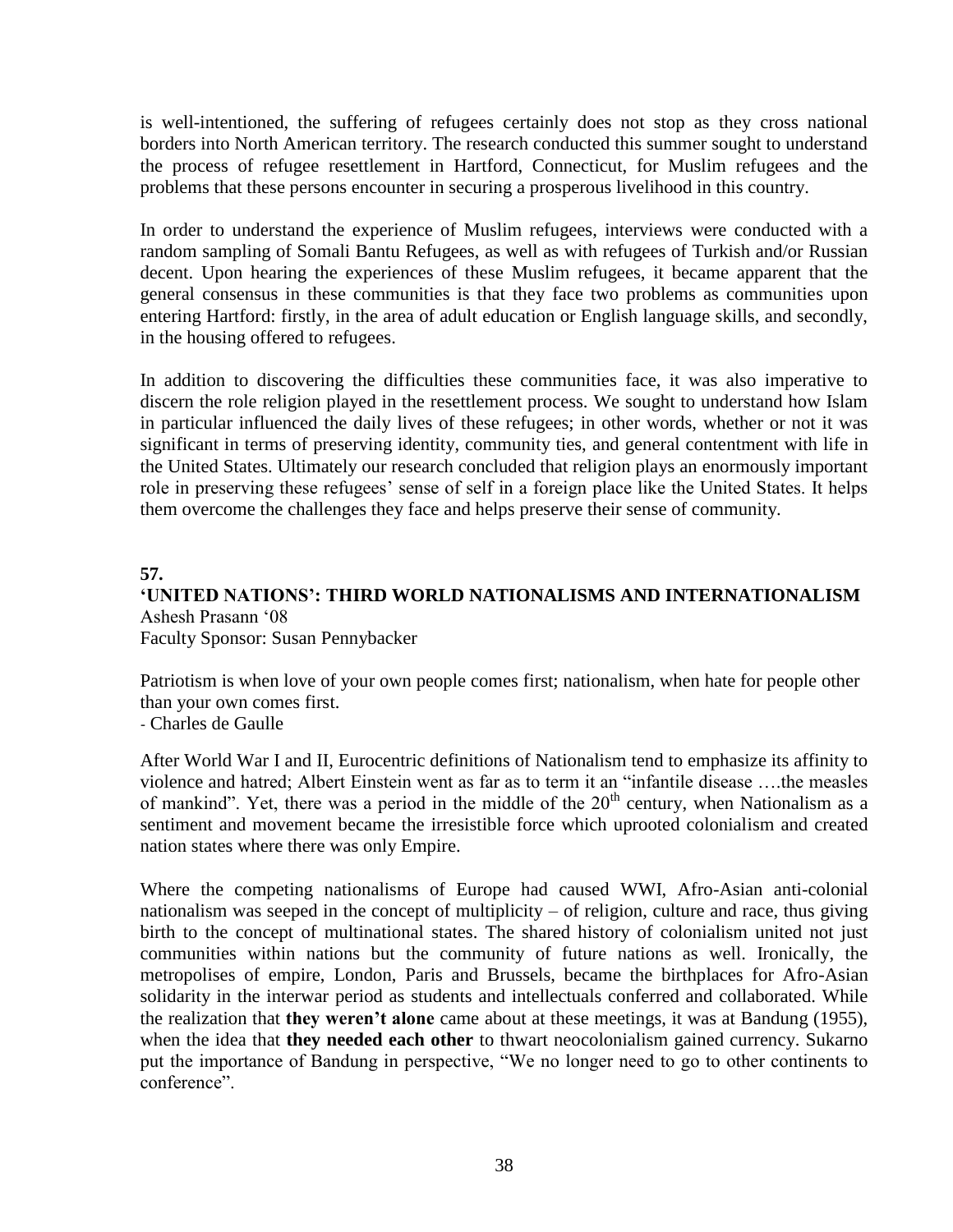is well-intentioned, the suffering of refugees certainly does not stop as they cross national borders into North American territory. The research conducted this summer sought to understand the process of refugee resettlement in Hartford, Connecticut, for Muslim refugees and the problems that these persons encounter in securing a prosperous livelihood in this country.

In order to understand the experience of Muslim refugees, interviews were conducted with a random sampling of Somali Bantu Refugees, as well as with refugees of Turkish and/or Russian decent. Upon hearing the experiences of these Muslim refugees, it became apparent that the general consensus in these communities is that they face two problems as communities upon entering Hartford: firstly, in the area of adult education or English language skills, and secondly, in the housing offered to refugees.

In addition to discovering the difficulties these communities face, it was also imperative to discern the role religion played in the resettlement process. We sought to understand how Islam in particular influenced the daily lives of these refugees; in other words, whether or not it was significant in terms of preserving identity, community ties, and general contentment with life in the United States. Ultimately our research concluded that religion plays an enormously important role in preserving these refugees' sense of self in a foreign place like the United States. It helps them overcome the challenges they face and helps preserve their sense of community.

**57.**

**'UNITED NATIONS': THIRD WORLD NATIONALISMS AND INTERNATIONALISM**
Ashesh Prasann '08
Faculty Sponsor: Susan Pennybacker

Patriotism is when love of your own people comes first; nationalism, when hate for people other than your own comes first.
- Charles de Gaulle

After World War I and II, Eurocentric definitions of Nationalism tend to emphasize its affinity to violence and hatred; Albert Einstein went as far as to term it an "infantile disease ….the measles of mankind". Yet, there was a period in the middle of the 20th century, when Nationalism as a sentiment and movement became the irresistible force which uprooted colonialism and created nation states where there was only Empire.

Where the competing nationalisms of Europe had caused WWI, Afro-Asian anti-colonial nationalism was seeped in the concept of multiplicity – of religion, culture and race, thus giving birth to the concept of multinational states. The shared history of colonialism united not just communities within nations but the community of future nations as well. Ironically, the metropolises of empire, London, Paris and Brussels, became the birthplaces for Afro-Asian solidarity in the interwar period as students and intellectuals conferred and collaborated. While the realization that **they weren't alone** came about at these meetings, it was at Bandung (1955), when the idea that **they needed each other** to thwart neocolonialism gained currency. Sukarno put the importance of Bandung in perspective, "We no longer need to go to other continents to conference".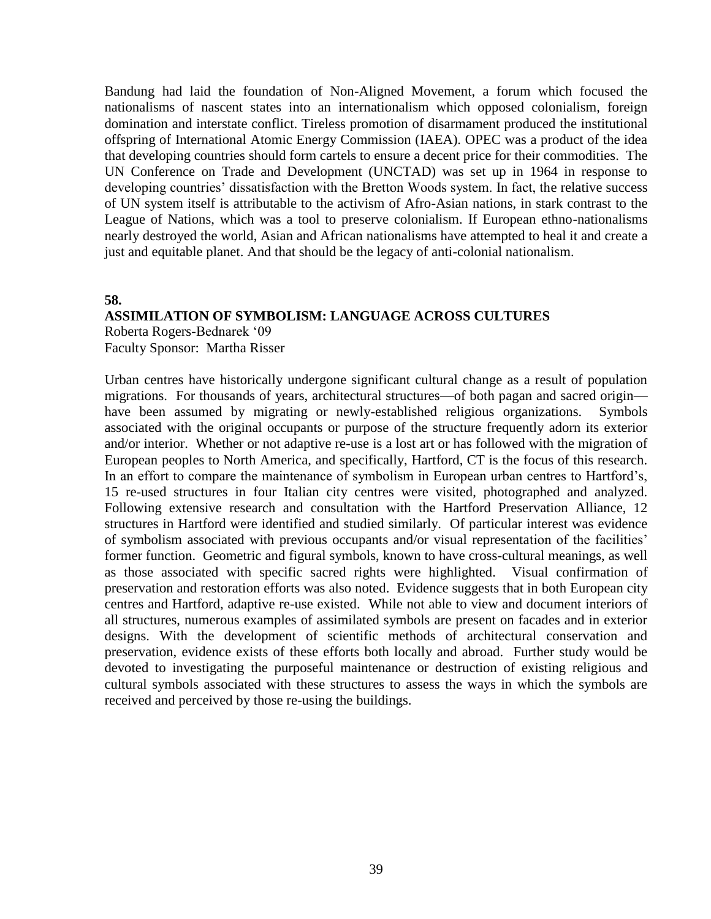Bandung had laid the foundation of Non-Aligned Movement, a forum which focused the nationalisms of nascent states into an internationalism which opposed colonialism, foreign domination and interstate conflict. Tireless promotion of disarmament produced the institutional offspring of International Atomic Energy Commission (IAEA). OPEC was a product of the idea that developing countries should form cartels to ensure a decent price for their commodities. The UN Conference on Trade and Development (UNCTAD) was set up in 1964 in response to developing countries' dissatisfaction with the Bretton Woods system. In fact, the relative success of UN system itself is attributable to the activism of Afro-Asian nations, in stark contrast to the League of Nations, which was a tool to preserve colonialism. If European ethno-nationalisms nearly destroyed the world, Asian and African nationalisms have attempted to heal it and create a just and equitable planet. And that should be the legacy of anti-colonial nationalism.

**58.**

## ASSIMILATION OF SYMBOLISM: LANGUAGE ACROSS CULTURES

Roberta Rogers-Bednarek '09
Faculty Sponsor: Martha Risser

Urban centres have historically undergone significant cultural change as a result of population migrations. For thousands of years, architectural structures—of both pagan and sacred origin—have been assumed by migrating or newly-established religious organizations. Symbols associated with the original occupants or purpose of the structure frequently adorn its exterior and/or interior. Whether or not adaptive re-use is a lost art or has followed with the migration of European peoples to North America, and specifically, Hartford, CT is the focus of this research. In an effort to compare the maintenance of symbolism in European urban centres to Hartford's, 15 re-used structures in four Italian city centres were visited, photographed and analyzed. Following extensive research and consultation with the Hartford Preservation Alliance, 12 structures in Hartford were identified and studied similarly. Of particular interest was evidence of symbolism associated with previous occupants and/or visual representation of the facilities' former function. Geometric and figural symbols, known to have cross-cultural meanings, as well as those associated with specific sacred rights were highlighted. Visual confirmation of preservation and restoration efforts was also noted. Evidence suggests that in both European city centres and Hartford, adaptive re-use existed. While not able to view and document interiors of all structures, numerous examples of assimilated symbols are present on facades and in exterior designs. With the development of scientific methods of architectural conservation and preservation, evidence exists of these efforts both locally and abroad. Further study would be devoted to investigating the purposeful maintenance or destruction of existing religious and cultural symbols associated with these structures to assess the ways in which the symbols are received and perceived by those re-using the buildings.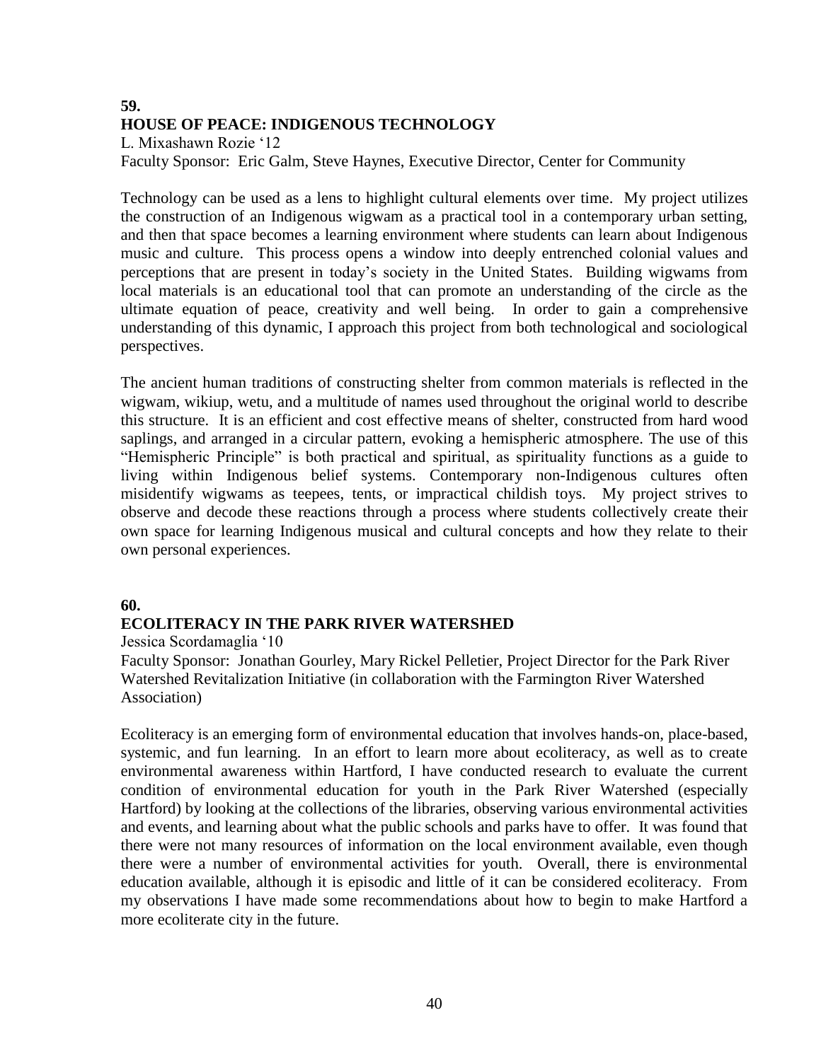**59.**

## HOUSE OF PEACE: INDIGENOUS TECHNOLOGY

L. Mixashawn Rozie '12
Faculty Sponsor: Eric Galm, Steve Haynes, Executive Director, Center for Community

Technology can be used as a lens to highlight cultural elements over time. My project utilizes the construction of an Indigenous wigwam as a practical tool in a contemporary urban setting, and then that space becomes a learning environment where students can learn about Indigenous music and culture. This process opens a window into deeply entrenched colonial values and perceptions that are present in today's society in the United States. Building wigwams from local materials is an educational tool that can promote an understanding of the circle as the ultimate equation of peace, creativity and well being. In order to gain a comprehensive understanding of this dynamic, I approach this project from both technological and sociological perspectives.

The ancient human traditions of constructing shelter from common materials is reflected in the wigwam, wikiup, wetu, and a multitude of names used throughout the original world to describe this structure. It is an efficient and cost effective means of shelter, constructed from hard wood saplings, and arranged in a circular pattern, evoking a hemispheric atmosphere. The use of this "Hemispheric Principle" is both practical and spiritual, as spirituality functions as a guide to living within Indigenous belief systems. Contemporary non-Indigenous cultures often misidentify wigwams as teepees, tents, or impractical childish toys. My project strives to observe and decode these reactions through a process where students collectively create their own space for learning Indigenous musical and cultural concepts and how they relate to their own personal experiences.

**60.**

## ECOLITERACY IN THE PARK RIVER WATERSHED

Jessica Scordamaglia '10
Faculty Sponsor: Jonathan Gourley, Mary Rickel Pelletier, Project Director for the Park River Watershed Revitalization Initiative (in collaboration with the Farmington River Watershed Association)

Ecoliteracy is an emerging form of environmental education that involves hands-on, place-based, systemic, and fun learning. In an effort to learn more about ecoliteracy, as well as to create environmental awareness within Hartford, I have conducted research to evaluate the current condition of environmental education for youth in the Park River Watershed (especially Hartford) by looking at the collections of the libraries, observing various environmental activities and events, and learning about what the public schools and parks have to offer. It was found that there were not many resources of information on the local environment available, even though there were a number of environmental activities for youth. Overall, there is environmental education available, although it is episodic and little of it can be considered ecoliteracy. From my observations I have made some recommendations about how to begin to make Hartford a more ecoliterate city in the future.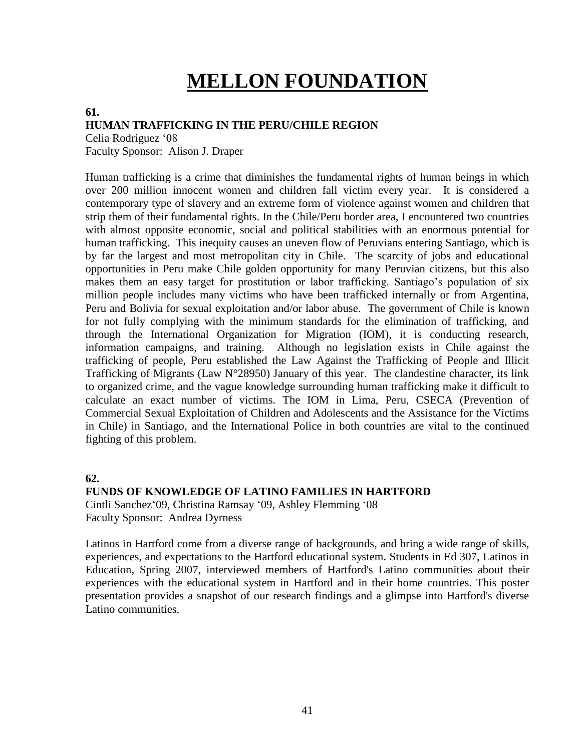# MELLON FOUNDATION

**61.**
**HUMAN TRAFFICKING IN THE PERU/CHILE REGION**
Celia Rodriguez '08
Faculty Sponsor: Alison J. Draper

Human trafficking is a crime that diminishes the fundamental rights of human beings in which over 200 million innocent women and children fall victim every year. It is considered a contemporary type of slavery and an extreme form of violence against women and children that strip them of their fundamental rights. In the Chile/Peru border area, I encountered two countries with almost opposite economic, social and political stabilities with an enormous potential for human trafficking. This inequity causes an uneven flow of Peruvians entering Santiago, which is by far the largest and most metropolitan city in Chile. The scarcity of jobs and educational opportunities in Peru make Chile golden opportunity for many Peruvian citizens, but this also makes them an easy target for prostitution or labor trafficking. Santiago's population of six million people includes many victims who have been trafficked internally or from Argentina, Peru and Bolivia for sexual exploitation and/or labor abuse. The government of Chile is known for not fully complying with the minimum standards for the elimination of trafficking, and through the International Organization for Migration (IOM), it is conducting research, information campaigns, and training. Although no legislation exists in Chile against the trafficking of people, Peru established the Law Against the Trafficking of People and Illicit Trafficking of Migrants (Law N°28950) January of this year. The clandestine character, its link to organized crime, and the vague knowledge surrounding human trafficking make it difficult to calculate an exact number of victims. The IOM in Lima, Peru, CSECA (Prevention of Commercial Sexual Exploitation of Children and Adolescents and the Assistance for the Victims in Chile) in Santiago, and the International Police in both countries are vital to the continued fighting of this problem.

**62.**
**FUNDS OF KNOWLEDGE OF LATINO FAMILIES IN HARTFORD**
Cintli Sanchez'09, Christina Ramsay '09, Ashley Flemming '08
Faculty Sponsor: Andrea Dyrness

Latinos in Hartford come from a diverse range of backgrounds, and bring a wide range of skills, experiences, and expectations to the Hartford educational system. Students in Ed 307, Latinos in Education, Spring 2007, interviewed members of Hartford's Latino communities about their experiences with the educational system in Hartford and in their home countries. This poster presentation provides a snapshot of our research findings and a glimpse into Hartford's diverse Latino communities.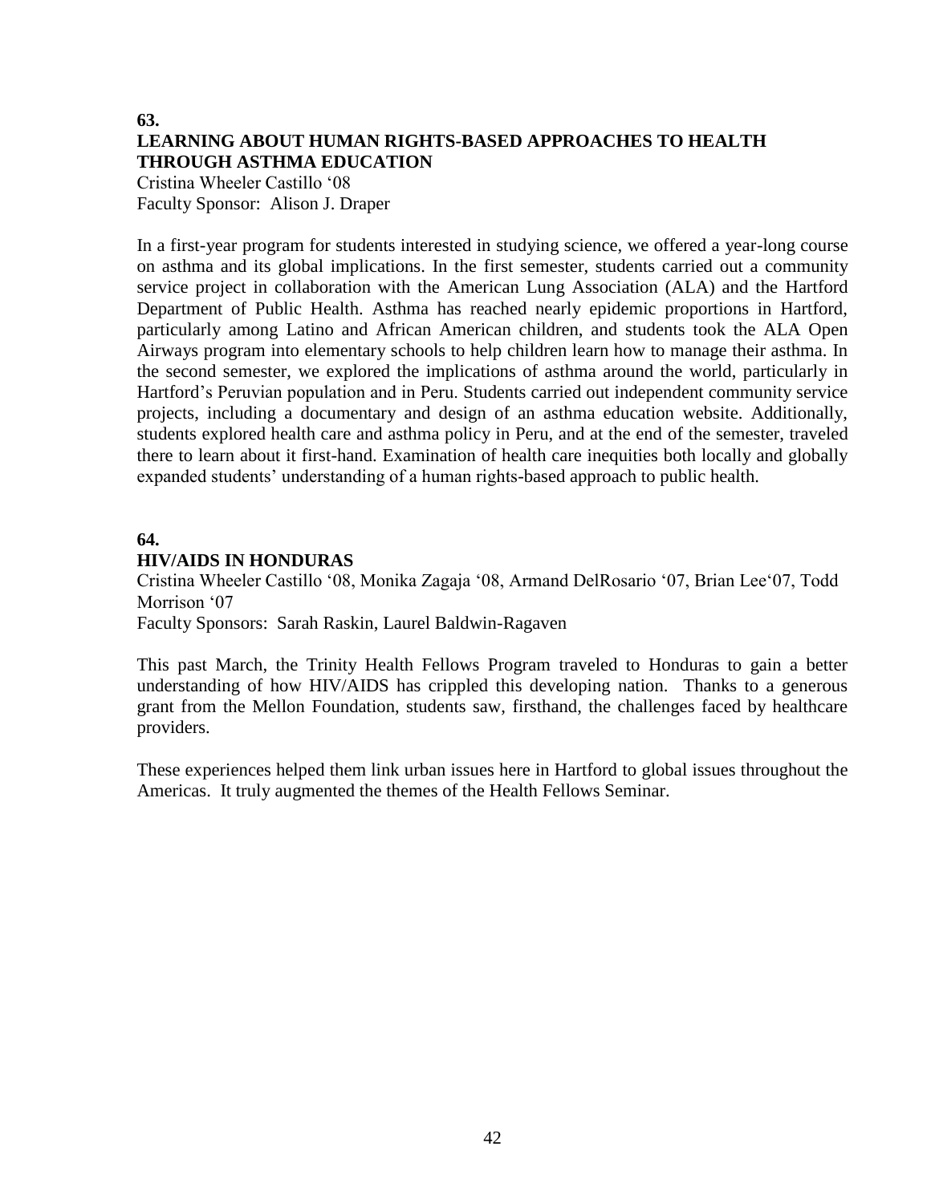**63.**

**LEARNING ABOUT HUMAN RIGHTS-BASED APPROACHES TO HEALTH THROUGH ASTHMA EDUCATION**

Cristina Wheeler Castillo '08
Faculty Sponsor: Alison J. Draper

In a first-year program for students interested in studying science, we offered a year-long course on asthma and its global implications. In the first semester, students carried out a community service project in collaboration with the American Lung Association (ALA) and the Hartford Department of Public Health. Asthma has reached nearly epidemic proportions in Hartford, particularly among Latino and African American children, and students took the ALA Open Airways program into elementary schools to help children learn how to manage their asthma. In the second semester, we explored the implications of asthma around the world, particularly in Hartford's Peruvian population and in Peru. Students carried out independent community service projects, including a documentary and design of an asthma education website. Additionally, students explored health care and asthma policy in Peru, and at the end of the semester, traveled there to learn about it first-hand. Examination of health care inequities both locally and globally expanded students' understanding of a human rights-based approach to public health.

**64.**

**HIV/AIDS IN HONDURAS**

Cristina Wheeler Castillo '08, Monika Zagaja '08, Armand DelRosario '07, Brian Lee'07, Todd Morrison '07
Faculty Sponsors: Sarah Raskin, Laurel Baldwin-Ragaven

This past March, the Trinity Health Fellows Program traveled to Honduras to gain a better understanding of how HIV/AIDS has crippled this developing nation. Thanks to a generous grant from the Mellon Foundation, students saw, firsthand, the challenges faced by healthcare providers.

These experiences helped them link urban issues here in Hartford to global issues throughout the Americas. It truly augmented the themes of the Health Fellows Seminar.